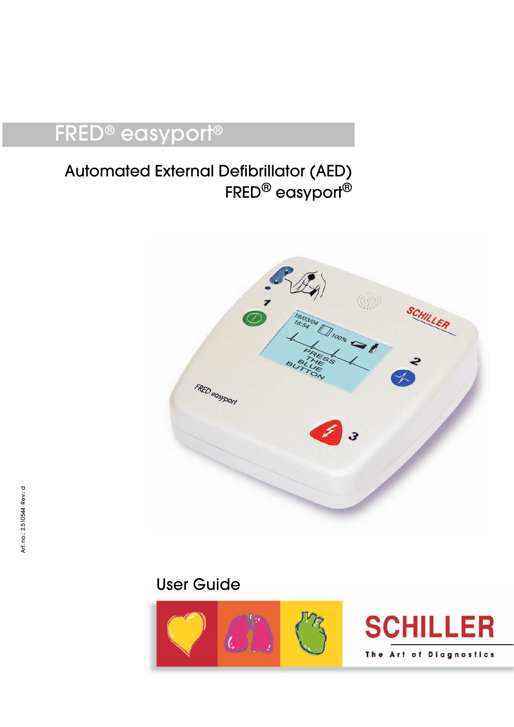# FRED® easyport®

## Automated External Defibrillator (AED) FRED® easyport®

Art. no.: 2.510544 Rev.: d

User Guide

SCHILLER

The Art of Diagnostics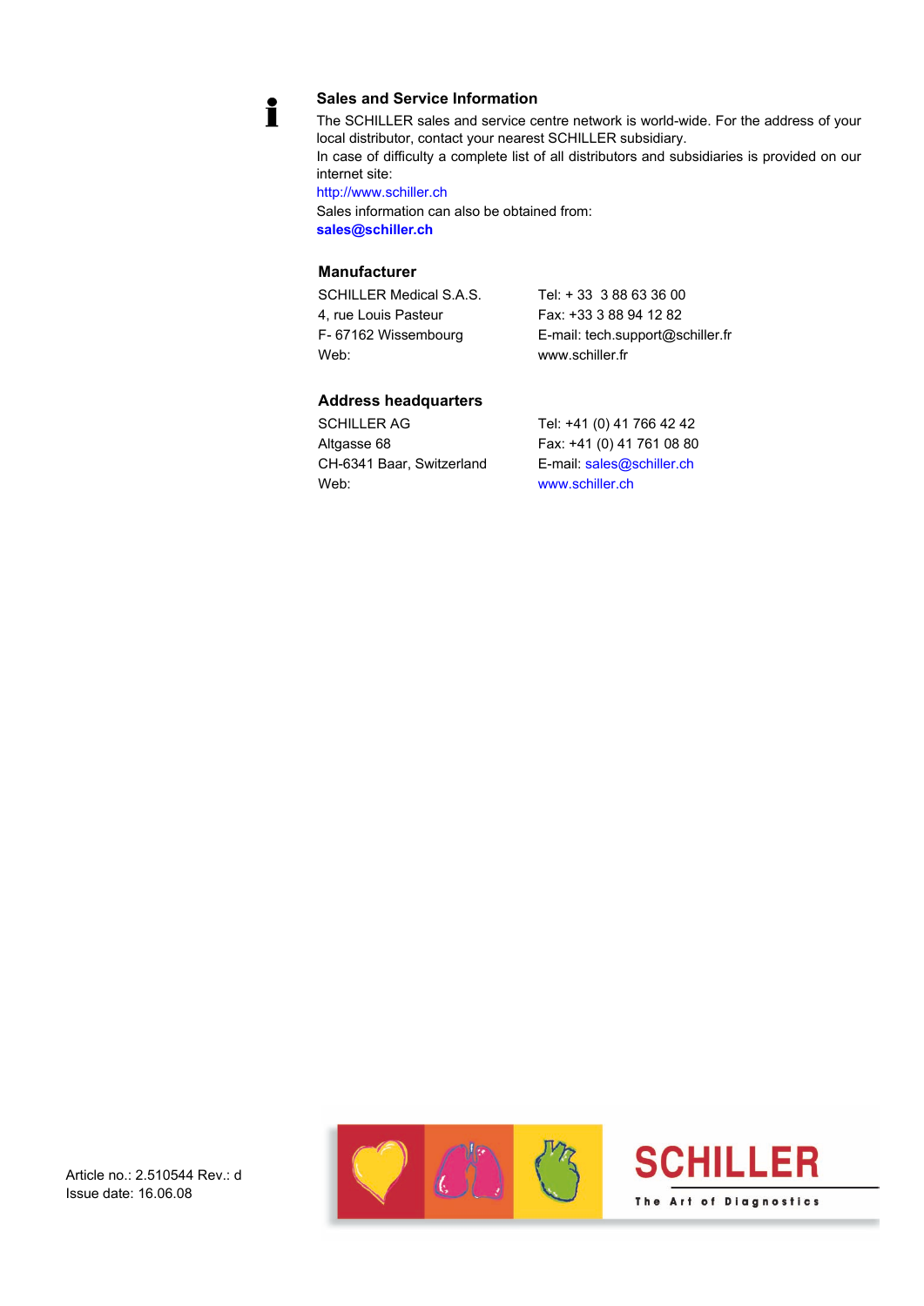## Sales and Service Information

The SCHILLER sales and service centre network is world-wide. For the address of your local distributor, contact your nearest SCHILLER subsidiary.
In case of difficulty a complete list of all distributors and subsidiaries is provided on our internet site:
http://www.schiller.ch
Sales information can also be obtained from:
**sales@schiller.ch**

### Manufacturer

| | |
|---|---|
| SCHILLER Medical S.A.S. | Tel: + 33  3 88 63 36 00 |
| 4, rue Louis Pasteur | Fax: +33 3 88 94 12 82 |
| F- 67162 Wissembourg | E-mail: tech.support@schiller.fr |
| Web: | www.schiller.fr |

### Address headquarters

| | |
|---|---|
| SCHILLER AG | Tel: +41 (0) 41 766 42 42 |
| Altgasse 68 | Fax: +41 (0) 41 761 08 80 |
| CH-6341 Baar, Switzerland | E-mail: sales@schiller.ch |
| Web: | www.schiller.ch |

Article no.: 2.510544 Rev.: d
Issue date: 16.06.08

SCHILLER
The Art of Diagnostics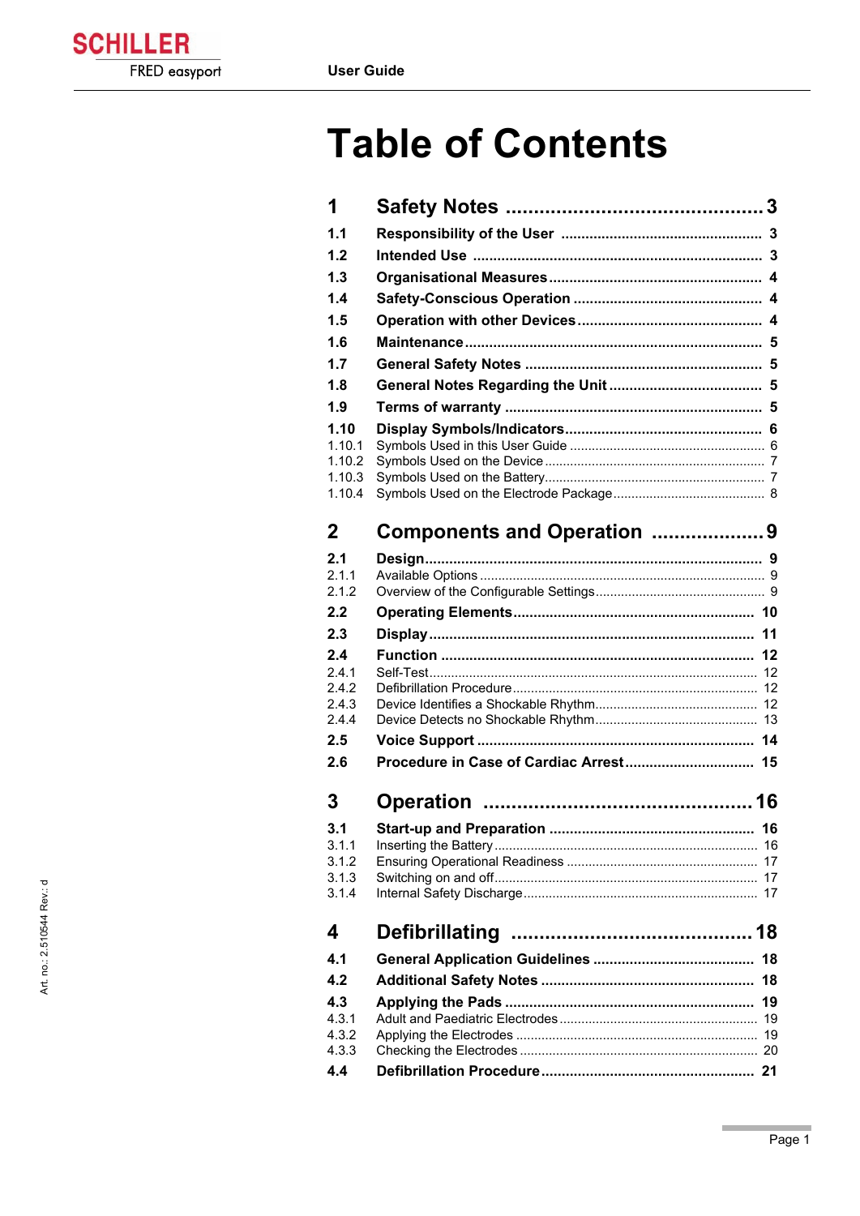# Table of Contents

**1 Safety Notes .............................................. 3**

**1.1 Responsibility of the User ................................................ 3**

**1.2 Intended Use ................................................................. 3**

**1.3 Organisational Measures ................................................. 4**

**1.4 Safety-Conscious Operation ............................................ 4**

**1.5 Operation with other Devices ........................................... 4**

**1.6 Maintenance ................................................................ 5**

**1.7 General Safety Notes ...................................................... 5**

**1.8 General Notes Regarding the Unit ..................................... 5**

**1.9 Terms of warranty .......................................................... 5**

**1.10 Display Symbols/Indicators ............................................. 6**

1.10.1 Symbols Used in this User Guide ..................................................... 6

1.10.2 Symbols Used on the Device ........................................................... 7

1.10.3 Symbols Used on the Battery ........................................................... 7

1.10.4 Symbols Used on the Electrode Package ........................................... 8

**2 Components and Operation .................... 9**

**2.1 Design ......................................................................... 9**

2.1.1 Available Options ........................................................................ 9

2.1.2 Overview of the Configurable Settings ............................................... 9

**2.2 Operating Elements ......................................................... 10**

**2.3 Display ......................................................................... 11**

**2.4 Function ....................................................................... 12**

2.4.1 Self-Test ................................................................................. 12

2.4.2 Defibrillation Procedure ................................................................. 12

2.4.3 Device Identifies a Shockable Rhythm ............................................... 12

2.4.4 Device Detects no Shockable Rhythm ................................................ 13

**2.5 Voice Support ................................................................ 14**

**2.6 Procedure in Case of Cardiac Arrest ................................... 15**

**3 Operation ............................................... 16**

**3.1 Start-up and Preparation .................................................. 16**

3.1.1 Inserting the Battery ..................................................................... 16

3.1.2 Ensuring Operational Readiness ...................................................... 17

3.1.3 Switching on and off ..................................................................... 17

3.1.4 Internal Safety Discharge ................................................................ 17

**4 Defibrillating ........................................... 18**

**4.1 General Application Guidelines ......................................... 18**

**4.2 Additional Safety Notes .................................................... 18**

**4.3 Applying the Pads ........................................................... 19**

4.3.1 Adult and Paediatric Electrodes ....................................................... 19

4.3.2 Applying the Electrodes ................................................................. 19

4.3.3 Checking the Electrodes ................................................................. 20

**4.4 Defibrillation Procedure .................................................... 21**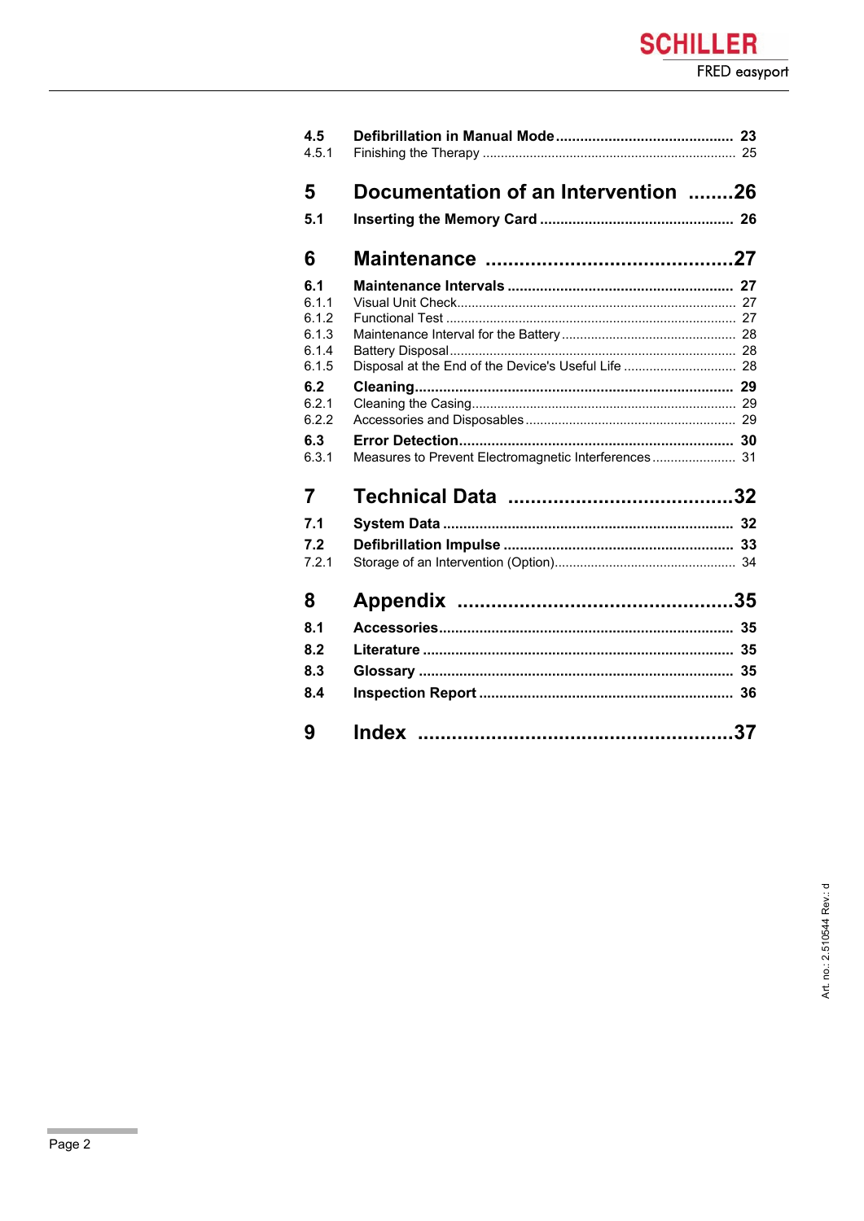| | | |
|---|---|---|
| **4.5** | **Defibrillation in Manual Mode** | **23** |
| 4.5.1 | Finishing the Therapy | 25 |
| **5** | **Documentation of an Intervention** | **26** |
| **5.1** | **Inserting the Memory Card** | **26** |
| **6** | **Maintenance** | **27** |
| **6.1** | **Maintenance Intervals** | **27** |
| 6.1.1 | Visual Unit Check | 27 |
| 6.1.2 | Functional Test | 27 |
| 6.1.3 | Maintenance Interval for the Battery | 28 |
| 6.1.4 | Battery Disposal | 28 |
| 6.1.5 | Disposal at the End of the Device's Useful Life | 28 |
| **6.2** | **Cleaning** | **29** |
| 6.2.1 | Cleaning the Casing | 29 |
| 6.2.2 | Accessories and Disposables | 29 |
| **6.3** | **Error Detection** | **30** |
| 6.3.1 | Measures to Prevent Electromagnetic Interferences | 31 |
| **7** | **Technical Data** | **32** |
| **7.1** | **System Data** | **32** |
| **7.2** | **Defibrillation Impulse** | **33** |
| 7.2.1 | Storage of an Intervention (Option) | 34 |
| **8** | **Appendix** | **35** |
| **8.1** | **Accessories** | **35** |
| **8.2** | **Literature** | **35** |
| **8.3** | **Glossary** | **35** |
| **8.4** | **Inspection Report** | **36** |
| **9** | **Index** | **37** |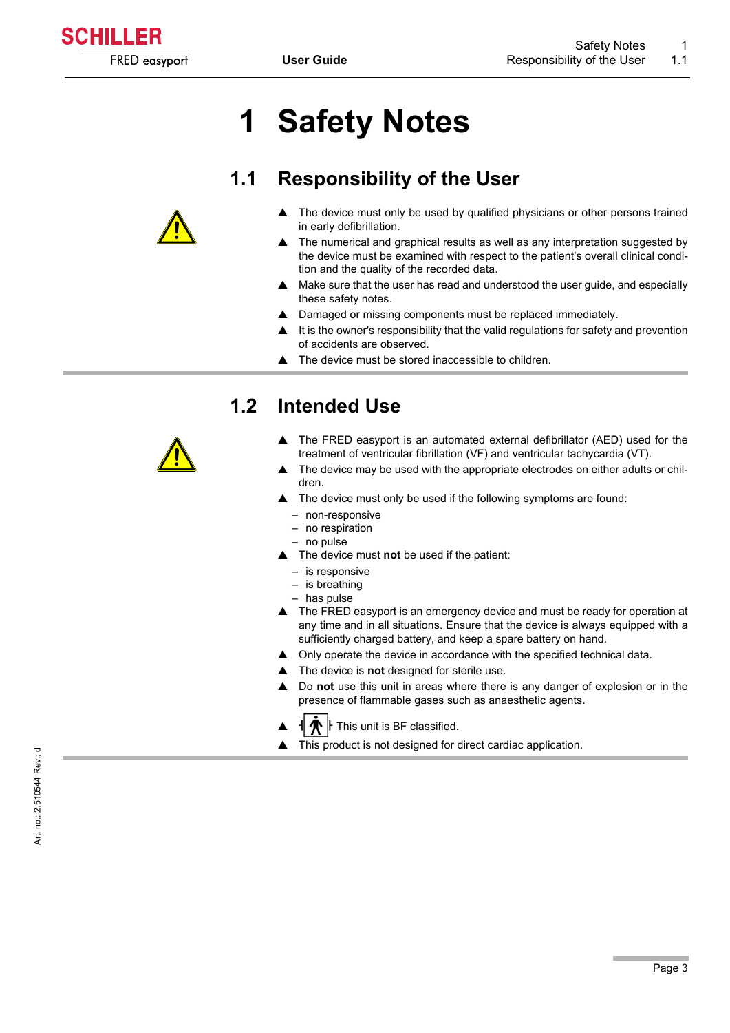# 1 Safety Notes

## 1.1 Responsibility of the User

- ▲ The device must only be used by qualified physicians or other persons trained in early defibrillation.
- ▲ The numerical and graphical results as well as any interpretation suggested by the device must be examined with respect to the patient's overall clinical condition and the quality of the recorded data.
- ▲ Make sure that the user has read and understood the user guide, and especially these safety notes.
- ▲ Damaged or missing components must be replaced immediately.
- ▲ It is the owner's responsibility that the valid regulations for safety and prevention of accidents are observed.
- ▲ The device must be stored inaccessible to children.

## 1.2 Intended Use

- ▲ The FRED easyport is an automated external defibrillator (AED) used for the treatment of ventricular fibrillation (VF) and ventricular tachycardia (VT).
- ▲ The device may be used with the appropriate electrodes on either adults or children.
- ▲ The device must only be used if the following symptoms are found:
  - non-responsive
  - no respiration
  - no pulse
- ▲ The device must **not** be used if the patient:
  - is responsive
  - is breathing
  - has pulse
- ▲ The FRED easyport is an emergency device and must be ready for operation at any time and in all situations. Ensure that the device is always equipped with a sufficiently charged battery, and keep a spare battery on hand.
- ▲ Only operate the device in accordance with the specified technical data.
- ▲ The device is **not** designed for sterile use.
- ▲ Do **not** use this unit in areas where there is any danger of explosion or in the presence of flammable gases such as anaesthetic agents.
- ▲ This unit is BF classified.
- ▲ This product is not designed for direct cardiac application.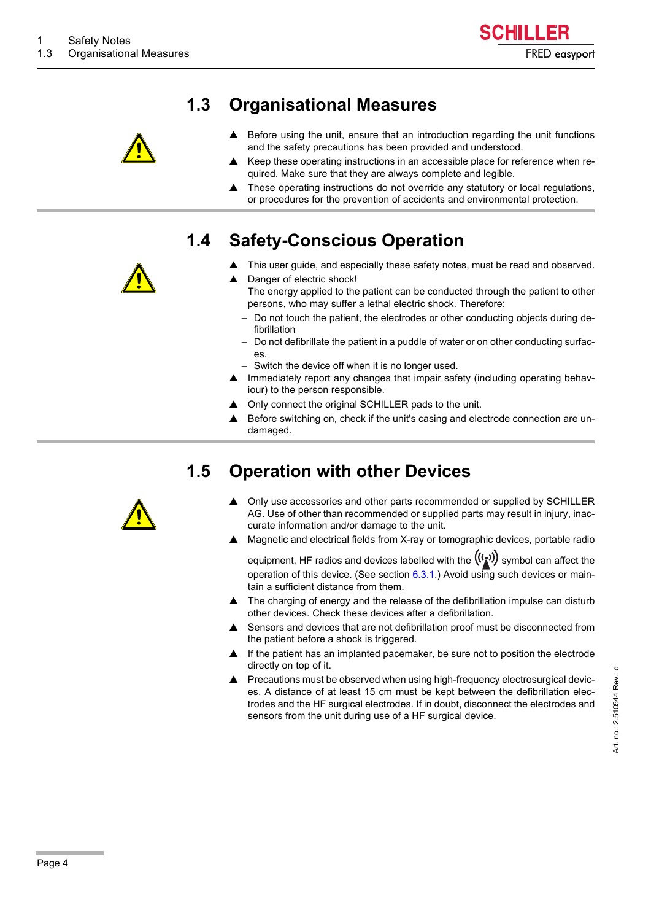## 1.3 Organisational Measures

- ▲ Before using the unit, ensure that an introduction regarding the unit functions and the safety precautions has been provided and understood.
- ▲ Keep these operating instructions in an accessible place for reference when required. Make sure that they are always complete and legible.
- ▲ These operating instructions do not override any statutory or local regulations, or procedures for the prevention of accidents and environmental protection.

## 1.4 Safety-Conscious Operation

- ▲ This user guide, and especially these safety notes, must be read and observed.
- ▲ Danger of electric shock!
  The energy applied to the patient can be conducted through the patient to other persons, who may suffer a lethal electric shock. Therefore:
  - Do not touch the patient, the electrodes or other conducting objects during defibrillation
  - Do not defibrillate the patient in a puddle of water or on other conducting surfaces.
  - Switch the device off when it is no longer used.
- ▲ Immediately report any changes that impair safety (including operating behaviour) to the person responsible.
- ▲ Only connect the original SCHILLER pads to the unit.
- ▲ Before switching on, check if the unit's casing and electrode connection are undamaged.

## 1.5 Operation with other Devices

- ▲ Only use accessories and other parts recommended or supplied by SCHILLER AG. Use of other than recommended or supplied parts may result in injury, inaccurate information and/or damage to the unit.
- ▲ Magnetic and electrical fields from X-ray or tomographic devices, portable radio equipment, HF radios and devices labelled with the ((•)) symbol can affect the operation of this device. (See section 6.3.1.) Avoid using such devices or maintain a sufficient distance from them.
- ▲ The charging of energy and the release of the defibrillation impulse can disturb other devices. Check these devices after a defibrillation.
- ▲ Sensors and devices that are not defibrillation proof must be disconnected from the patient before a shock is triggered.
- ▲ If the patient has an implanted pacemaker, be sure not to position the electrode directly on top of it.
- ▲ Precautions must be observed when using high-frequency electrosurgical devices. A distance of at least 15 cm must be kept between the defibrillation electrodes and the HF surgical electrodes. If in doubt, disconnect the electrodes and sensors from the unit during use of a HF surgical device.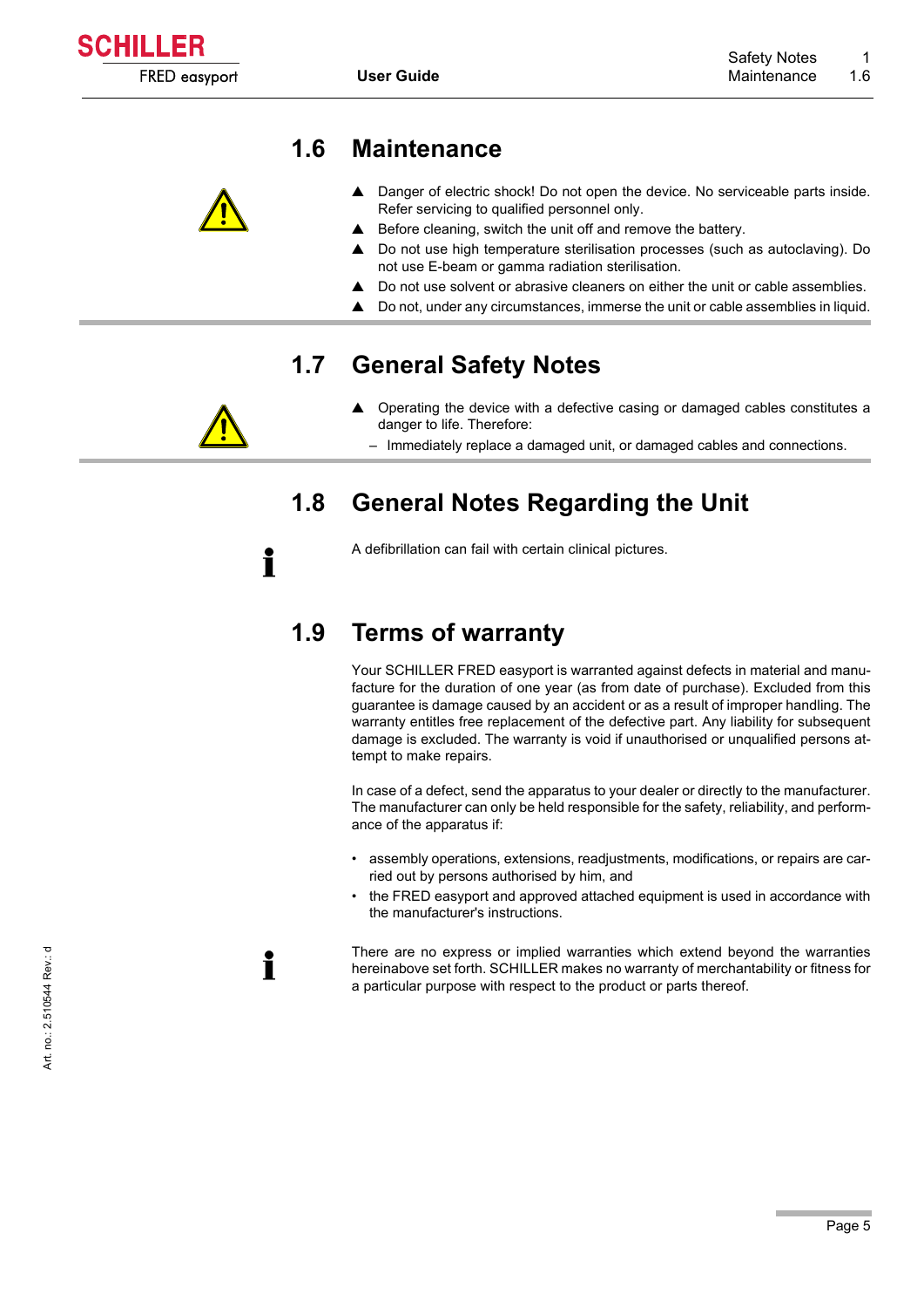## 1.6 Maintenance

- ▲ Danger of electric shock! Do not open the device. No serviceable parts inside. Refer servicing to qualified personnel only.
- ▲ Before cleaning, switch the unit off and remove the battery.
- ▲ Do not use high temperature sterilisation processes (such as autoclaving). Do not use E-beam or gamma radiation sterilisation.
- ▲ Do not use solvent or abrasive cleaners on either the unit or cable assemblies.
- ▲ Do not, under any circumstances, immerse the unit or cable assemblies in liquid.

## 1.7 General Safety Notes

- ▲ Operating the device with a defective casing or damaged cables constitutes a danger to life. Therefore:
  - Immediately replace a damaged unit, or damaged cables and connections.

## 1.8 General Notes Regarding the Unit

A defibrillation can fail with certain clinical pictures.

## 1.9 Terms of warranty

Your SCHILLER FRED easyport is warranted against defects in material and manufacture for the duration of one year (as from date of purchase). Excluded from this guarantee is damage caused by an accident or as a result of improper handling. The warranty entitles free replacement of the defective part. Any liability for subsequent damage is excluded. The warranty is void if unauthorised or unqualified persons attempt to make repairs.

In case of a defect, send the apparatus to your dealer or directly to the manufacturer. The manufacturer can only be held responsible for the safety, reliability, and performance of the apparatus if:

- assembly operations, extensions, readjustments, modifications, or repairs are carried out by persons authorised by him, and
- the FRED easyport and approved attached equipment is used in accordance with the manufacturer's instructions.

There are no express or implied warranties which extend beyond the warranties hereinabove set forth. SCHILLER makes no warranty of merchantability or fitness for a particular purpose with respect to the product or parts thereof.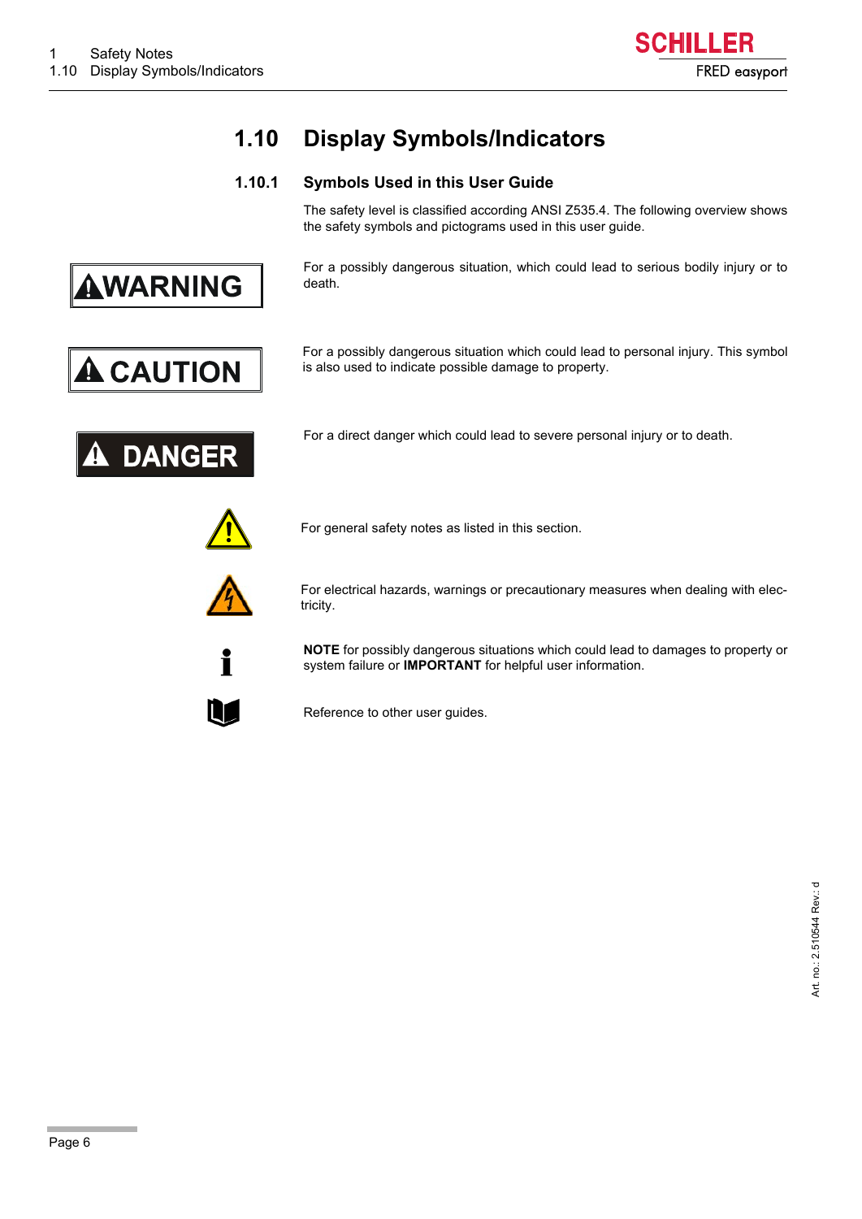## 1.10 Display Symbols/Indicators

### 1.10.1 Symbols Used in this User Guide

The safety level is classified according ANSI Z535.4. The following overview shows the safety symbols and pictograms used in this user guide.

**WARNING** For a possibly dangerous situation, which could lead to serious bodily injury or to death.

**CAUTION** For a possibly dangerous situation which could lead to personal injury. This symbol is also used to indicate possible damage to property.

**DANGER** For a direct danger which could lead to severe personal injury or to death.

For general safety notes as listed in this section.

For electrical hazards, warnings or precautionary measures when dealing with electricity.

**NOTE** for possibly dangerous situations which could lead to damages to property or system failure or **IMPORTANT** for helpful user information.

Reference to other user guides.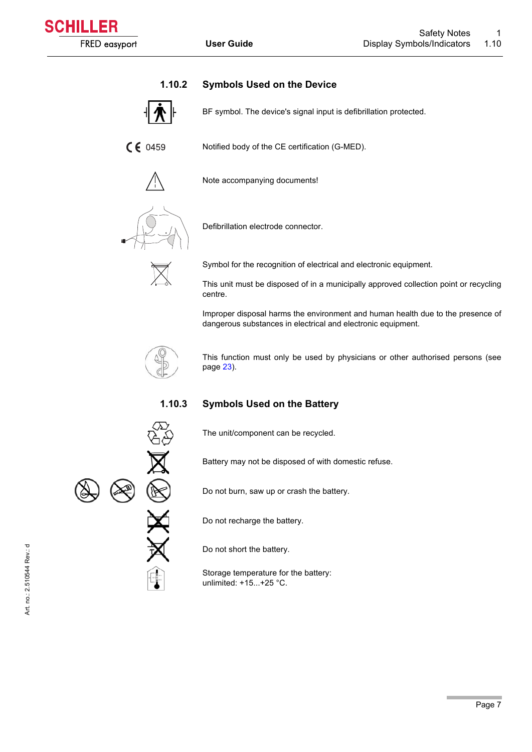### 1.10.2 Symbols Used on the Device

BF symbol. The device's signal input is defibrillation protected.

CE 0459 — Notified body of the CE certification (G-MED).

Note accompanying documents!

Defibrillation electrode connector.

Symbol for the recognition of electrical and electronic equipment.

This unit must be disposed of in a municipally approved collection point or recycling centre.

Improper disposal harms the environment and human health due to the presence of dangerous substances in electrical and electronic equipment.

This function must only be used by physicians or other authorised persons (see page 23).

### 1.10.3 Symbols Used on the Battery

The unit/component can be recycled.

Battery may not be disposed of with domestic refuse.

Do not burn, saw up or crash the battery.

Do not recharge the battery.

Do not short the battery.

Storage temperature for the battery:
unlimited: +15...+25 °C.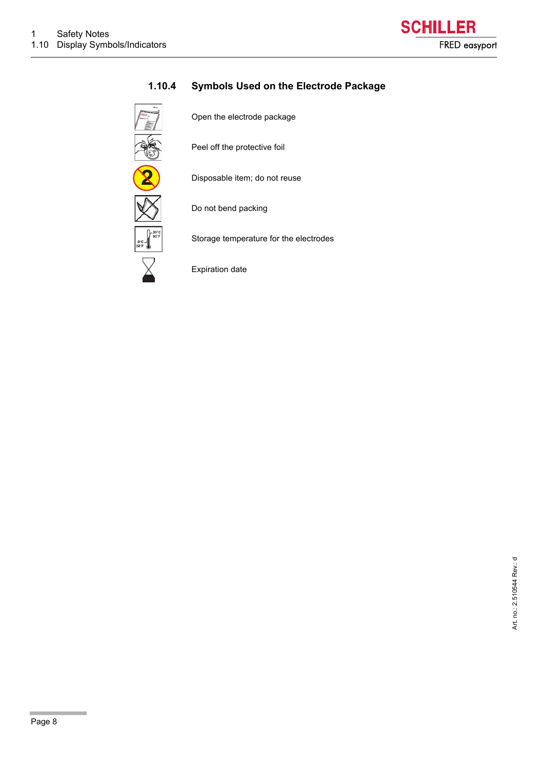### 1.10.4 Symbols Used on the Electrode Package

| Symbol | Description |
|---|---|
| | Open the electrode package |
| | Peel off the protective foil |
| | Disposable item; do not reuse |
| | Do not bend packing |
| | Storage temperature for the electrodes |
| | Expiration date |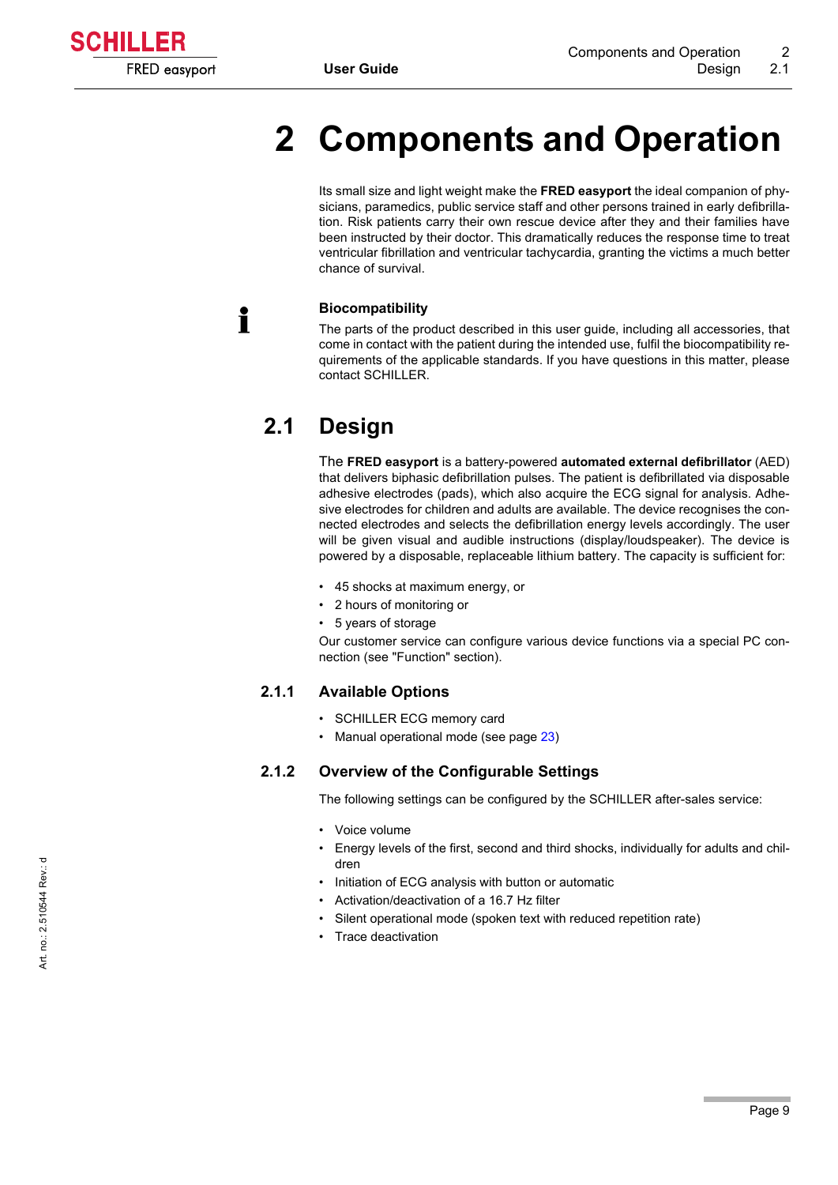# 2 Components and Operation

Its small size and light weight make the **FRED easyport** the ideal companion of physicians, paramedics, public service staff and other persons trained in early defibrillation. Risk patients carry their own rescue device after they and their families have been instructed by their doctor. This dramatically reduces the response time to treat ventricular fibrillation and ventricular tachycardia, granting the victims a much better chance of survival.

**Biocompatibility**

The parts of the product described in this user guide, including all accessories, that come in contact with the patient during the intended use, fulfil the biocompatibility requirements of the applicable standards. If you have questions in this matter, please contact SCHILLER.

## 2.1 Design

The **FRED easyport** is a battery-powered **automated external defibrillator** (AED) that delivers biphasic defibrillation pulses. The patient is defibrillated via disposable adhesive electrodes (pads), which also acquire the ECG signal for analysis. Adhesive electrodes for children and adults are available. The device recognises the connected electrodes and selects the defibrillation energy levels accordingly. The user will be given visual and audible instructions (display/loudspeaker). The device is powered by a disposable, replaceable lithium battery. The capacity is sufficient for:

- 45 shocks at maximum energy, or
- 2 hours of monitoring or
- 5 years of storage

Our customer service can configure various device functions via a special PC connection (see "Function" section).

### 2.1.1 Available Options

- SCHILLER ECG memory card
- Manual operational mode (see page 23)

### 2.1.2 Overview of the Configurable Settings

The following settings can be configured by the SCHILLER after-sales service:

- Voice volume
- Energy levels of the first, second and third shocks, individually for adults and children
- Initiation of ECG analysis with button or automatic
- Activation/deactivation of a 16.7 Hz filter
- Silent operational mode (spoken text with reduced repetition rate)
- Trace deactivation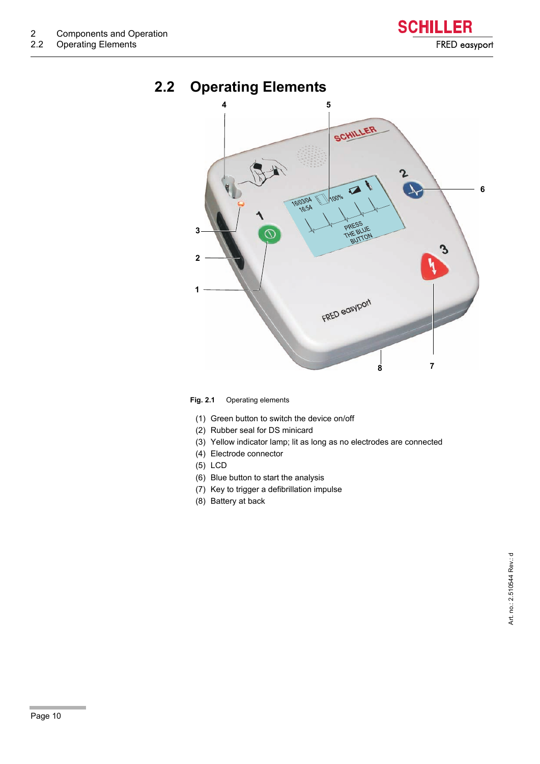## 2.2 Operating Elements

**Fig. 2.1** Operating elements

(1) Green button to switch the device on/off
(2) Rubber seal for DS minicard
(3) Yellow indicator lamp; lit as long as no electrodes are connected
(4) Electrode connector
(5) LCD
(6) Blue button to start the analysis
(7) Key to trigger a defibrillation impulse
(8) Battery at back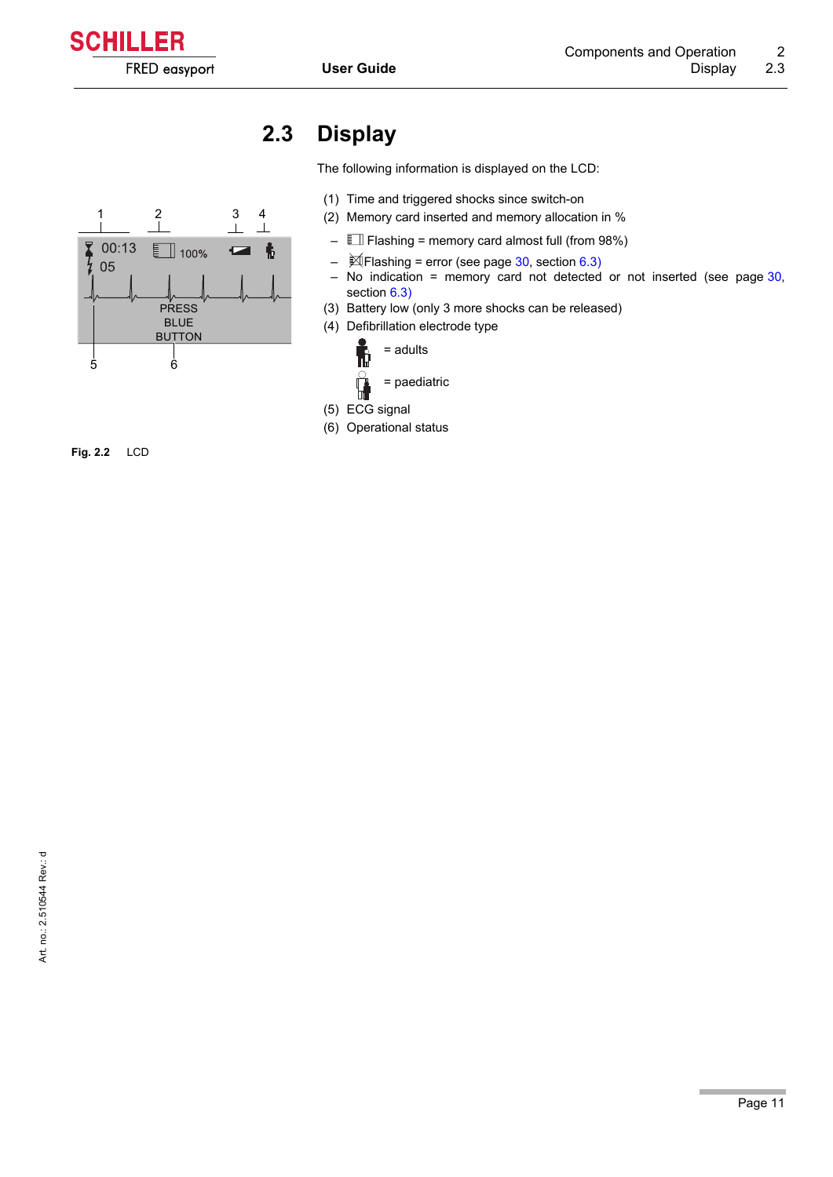## 2.3 Display

The following information is displayed on the LCD:

(1) Time and triggered shocks since switch-on

(2) Memory card inserted and memory allocation in %

- Flashing = memory card almost full (from 98%)
- Flashing = error (see page 30, section 6.3)
- No indication = memory card not detected or not inserted (see page 30, section 6.3)

(3) Battery low (only 3 more shocks can be released)

(4) Defibrillation electrode type

= adults

= paediatric

(5) ECG signal

(6) Operational status

**Fig. 2.2** LCD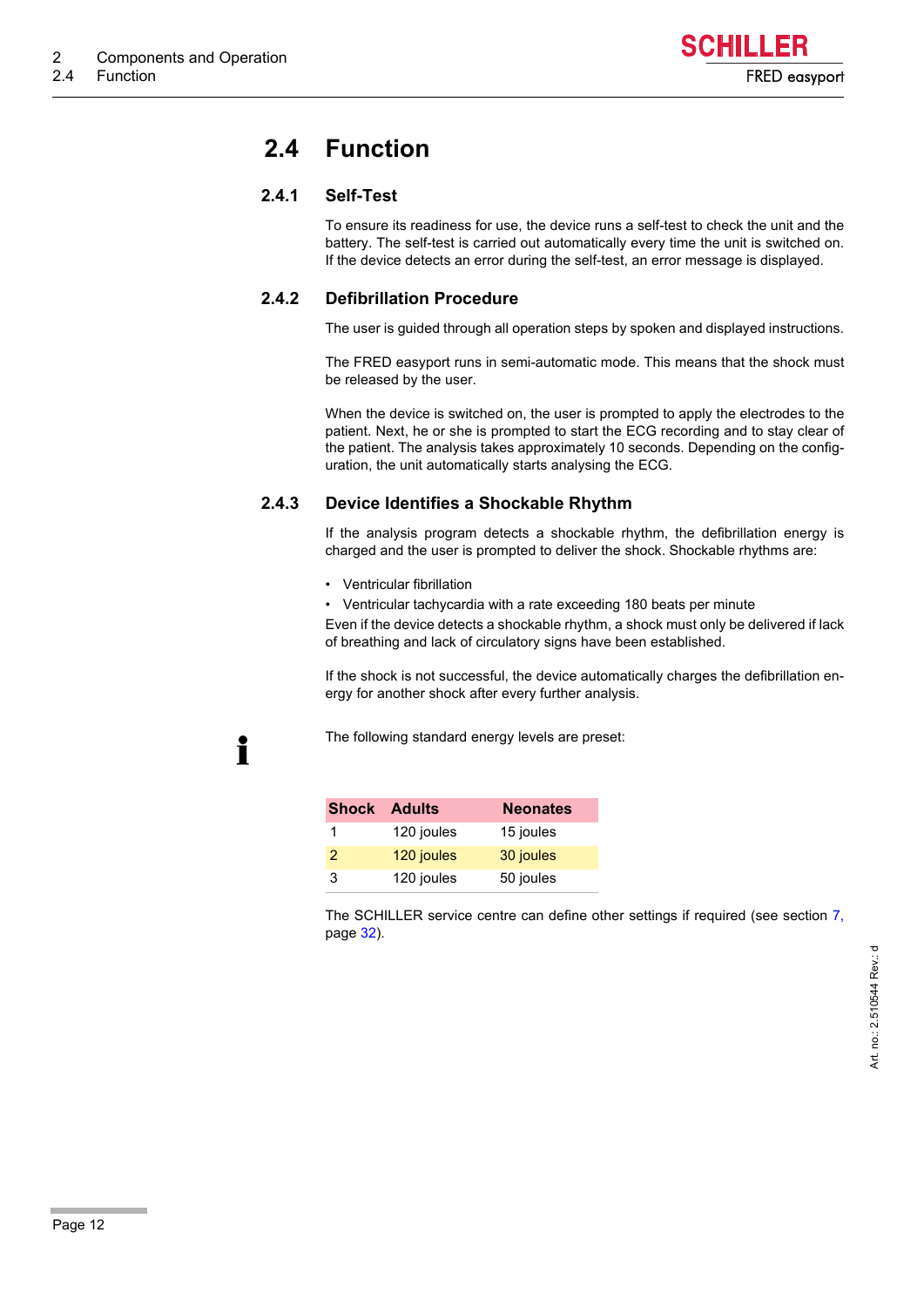## 2.4 Function

### 2.4.1 Self-Test

To ensure its readiness for use, the device runs a self-test to check the unit and the battery. The self-test is carried out automatically every time the unit is switched on. If the device detects an error during the self-test, an error message is displayed.

### 2.4.2 Defibrillation Procedure

The user is guided through all operation steps by spoken and displayed instructions.

The FRED easyport runs in semi-automatic mode. This means that the shock must be released by the user.

When the device is switched on, the user is prompted to apply the electrodes to the patient. Next, he or she is prompted to start the ECG recording and to stay clear of the patient. The analysis takes approximately 10 seconds. Depending on the configuration, the unit automatically starts analysing the ECG.

### 2.4.3 Device Identifies a Shockable Rhythm

If the analysis program detects a shockable rhythm, the defibrillation energy is charged and the user is prompted to deliver the shock. Shockable rhythms are:

- Ventricular fibrillation
- Ventricular tachycardia with a rate exceeding 180 beats per minute

Even if the device detects a shockable rhythm, a shock must only be delivered if lack of breathing and lack of circulatory signs have been established.

If the shock is not successful, the device automatically charges the defibrillation energy for another shock after every further analysis.

The following standard energy levels are preset:

| Shock | Adults | Neonates |
|---|---|---|
| 1 | 120 joules | 15 joules |
| 2 | 120 joules | 30 joules |
| 3 | 120 joules | 50 joules |

The SCHILLER service centre can define other settings if required (see section 7, page 32).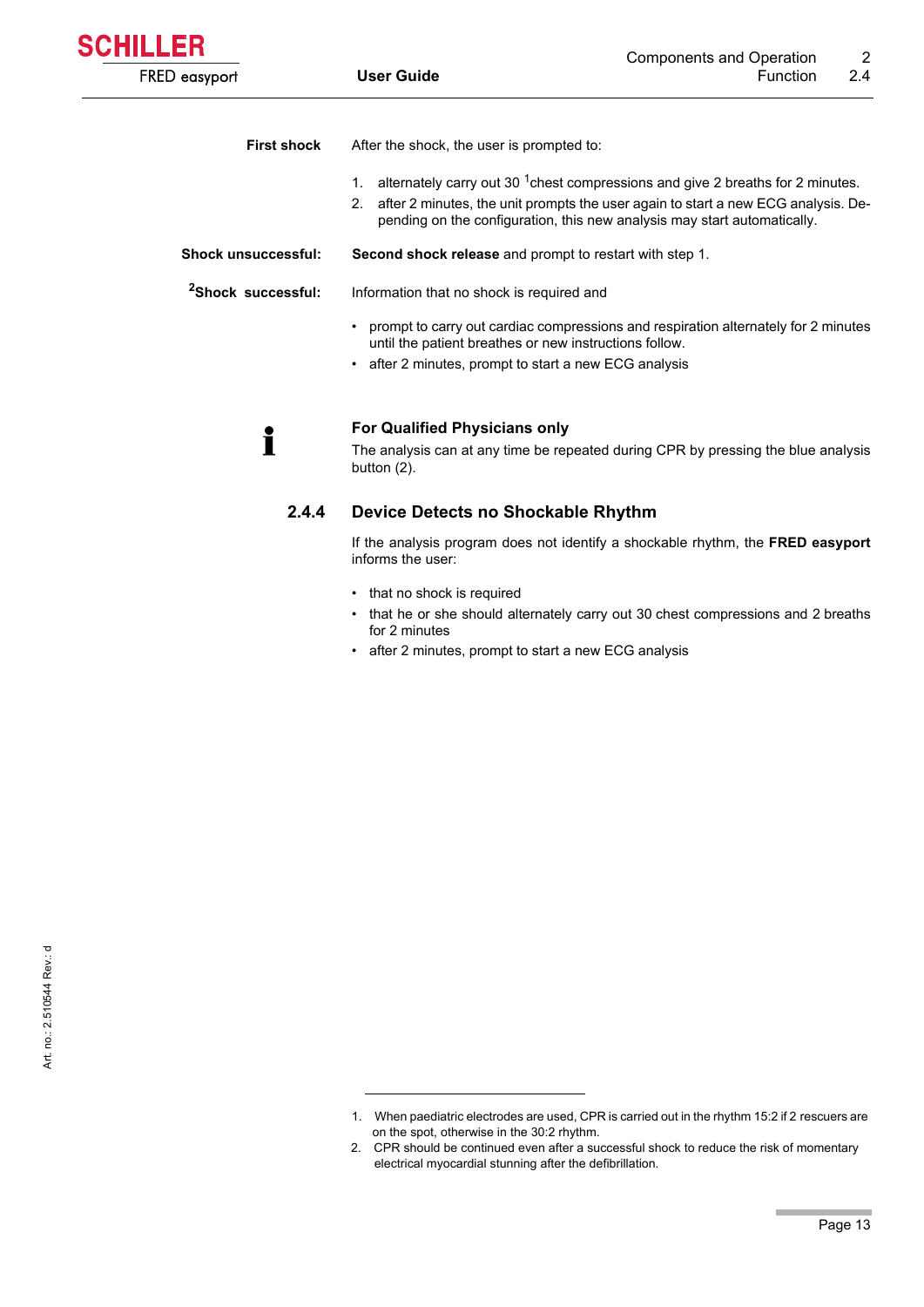**First shock**

After the shock, the user is prompted to:

1. alternately carry out 30 [1]chest compressions and give 2 breaths for 2 minutes.
2. after 2 minutes, the unit prompts the user again to start a new ECG analysis. Depending on the configuration, this new analysis may start automatically.

**Shock unsuccessful:**

**Second shock release** and prompt to restart with step 1.

**[2]Shock successful:**

Information that no shock is required and

- prompt to carry out cardiac compressions and respiration alternately for 2 minutes until the patient breathes or new instructions follow.
- after 2 minutes, prompt to start a new ECG analysis

**For Qualified Physicians only**

The analysis can at any time be repeated during CPR by pressing the blue analysis button (2).

### 2.4.4 Device Detects no Shockable Rhythm

If the analysis program does not identify a shockable rhythm, the **FRED easyport** informs the user:

- that no shock is required
- that he or she should alternately carry out 30 chest compressions and 2 breaths for 2 minutes
- after 2 minutes, prompt to start a new ECG analysis

---

1. When paediatric electrodes are used, CPR is carried out in the rhythm 15:2 if 2 rescuers are on the spot, otherwise in the 30:2 rhythm.
2. CPR should be continued even after a successful shock to reduce the risk of momentary electrical myocardial stunning after the defibrillation.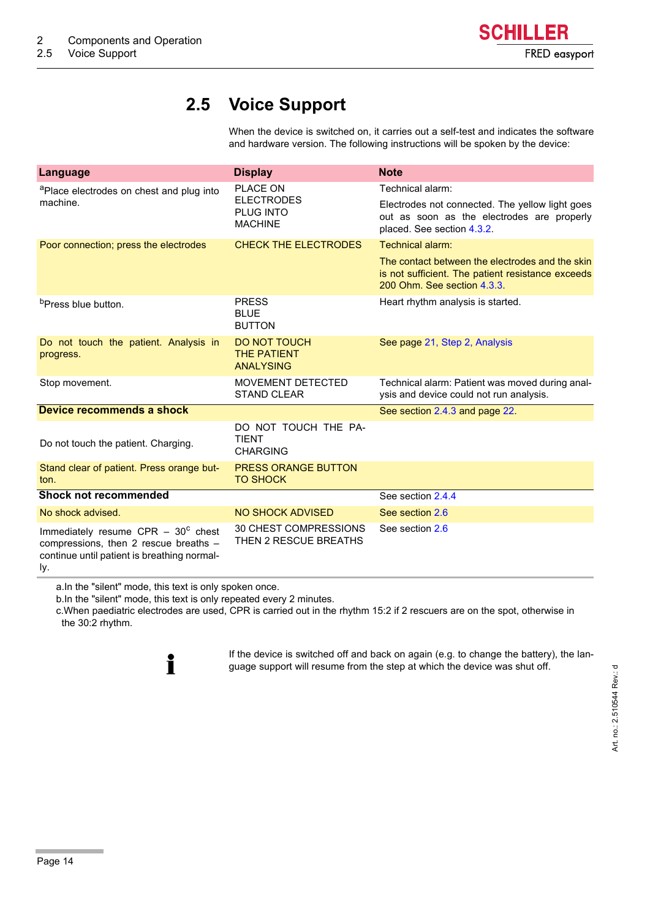## 2.5 Voice Support

When the device is switched on, it carries out a self-test and indicates the software and hardware version. The following instructions will be spoken by the device:

| Language | Display | Note |
|---|---|---|
| [a]Place electrodes on chest and plug into machine. | PLACE ON ELECTRODES PLUG INTO MACHINE | Technical alarm:<br>Electrodes not connected. The yellow light goes out as soon as the electrodes are properly placed. See section 4.3.2. |
| Poor connection; press the electrodes | CHECK THE ELECTRODES | Technical alarm:<br>The contact between the electrodes and the skin is not sufficient. The patient resistance exceeds 200 Ohm. See section 4.3.3. |
| [b]Press blue button. | PRESS BLUE BUTTON | Heart rhythm analysis is started. |
| Do not touch the patient. Analysis in progress. | DO NOT TOUCH THE PATIENT ANALYSING | See page 21, Step 2, Analysis |
| Stop movement. | MOVEMENT DETECTED STAND CLEAR | Technical alarm: Patient was moved during analysis and device could not run analysis. |
| **Device recommends a shock** | | See section 2.4.3 and page 22. |
| Do not touch the patient. Charging. | DO NOT TOUCH THE PATIENT CHARGING | |
| Stand clear of patient. Press orange button. | PRESS ORANGE BUTTON TO SHOCK | |
| **Shock not recommended** | | See section 2.4.4 |
| No shock advised. | NO SHOCK ADVISED | See section 2.6 |
| Immediately resume CPR – 30[c] chest compressions, then 2 rescue breaths – continue until patient is breathing normally. | 30 CHEST COMPRESSIONS THEN 2 RESCUE BREATHS | See section 2.6 |

a. In the "silent" mode, this text is only spoken once.
b. In the "silent" mode, this text is only repeated every 2 minutes.
c. When paediatric electrodes are used, CPR is carried out in the rhythm 15:2 if 2 rescuers are on the spot, otherwise in the 30:2 rhythm.

If the device is switched off and back on again (e.g. to change the battery), the language support will resume from the step at which the device was shut off.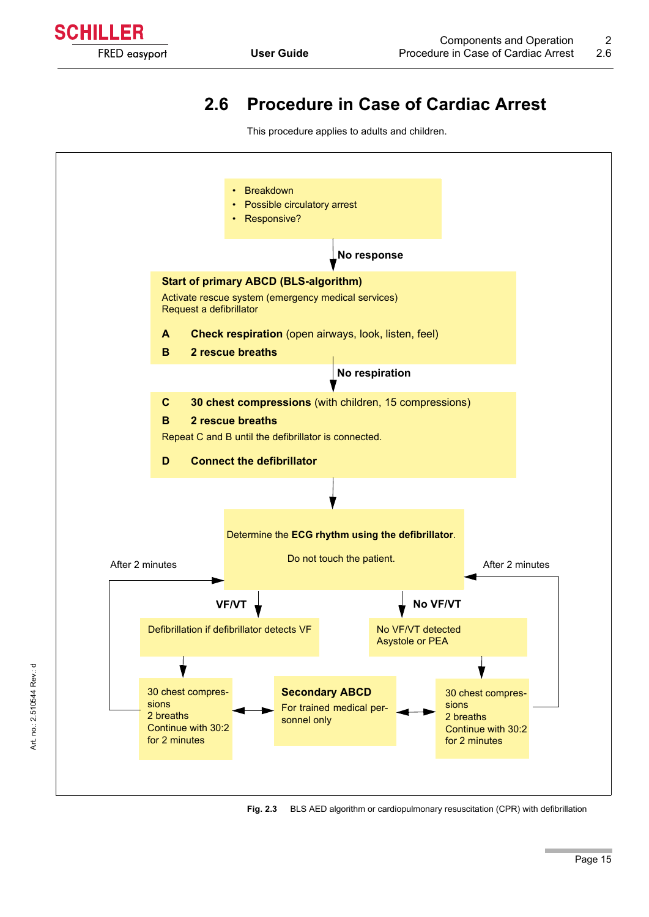## 2.6 Procedure in Case of Cardiac Arrest

This procedure applies to adults and children.

- Breakdown
- Possible circulatory arrest
- Responsive?

**No response**

**Start of primary ABCD (BLS-algorithm)**

Activate rescue system (emergency medical services)
Request a defibrillator

**A** **Check respiration** (open airways, look, listen, feel)

**B** **2 rescue breaths**

**No respiration**

**C** **30 chest compressions** (with children, 15 compressions)

**B** **2 rescue breaths**

Repeat C and B until the defibrillator is connected.

**D** **Connect the defibrillator**

Determine the **ECG rhythm using the defibrillator**.

Do not touch the patient.

After 2 minutes

After 2 minutes

**VF/VT**

Defibrillation if defibrillator detects VF

30 chest compressions
2 breaths
Continue with 30:2 for 2 minutes

**No VF/VT**

No VF/VT detected
Asystole or PEA

30 chest compressions
2 breaths
Continue with 30:2 for 2 minutes

**Secondary ABCD**
For trained medical personnel only

**Fig. 2.3** BLS AED algorithm or cardiopulmonary resuscitation (CPR) with defibrillation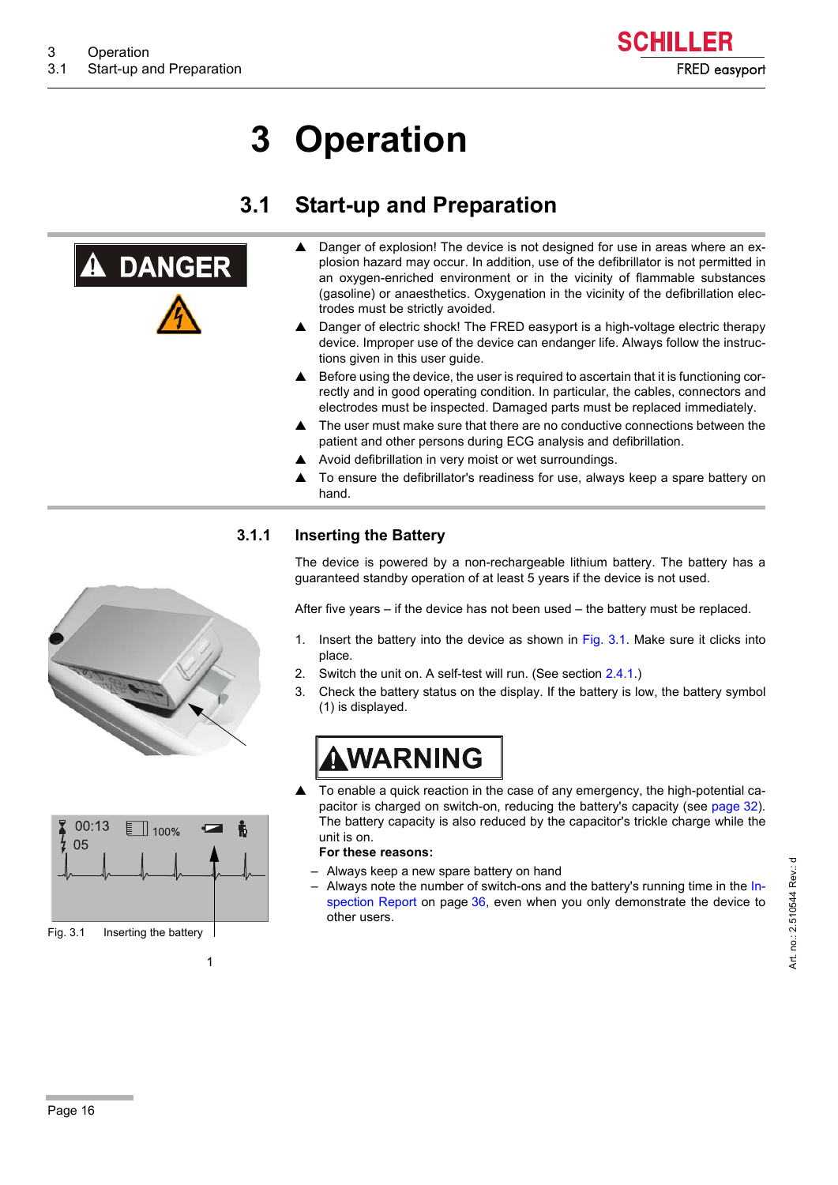# 3 Operation

## 3.1 Start-up and Preparation

**DANGER**

- ▲ Danger of explosion! The device is not designed for use in areas where an explosion hazard may occur. In addition, use of the defibrillator is not permitted in an oxygen-enriched environment or in the vicinity of flammable substances (gasoline) or anaesthetics. Oxygenation in the vicinity of the defibrillation electrodes must be strictly avoided.
- ▲ Danger of electric shock! The FRED easyport is a high-voltage electric therapy device. Improper use of the device can endanger life. Always follow the instructions given in this user guide.
- ▲ Before using the device, the user is required to ascertain that it is functioning correctly and in good operating condition. In particular, the cables, connectors and electrodes must be inspected. Damaged parts must be replaced immediately.
- ▲ The user must make sure that there are no conductive connections between the patient and other persons during ECG analysis and defibrillation.
- ▲ Avoid defibrillation in very moist or wet surroundings.
- ▲ To ensure the defibrillator's readiness for use, always keep a spare battery on hand.

### 3.1.1 Inserting the Battery

The device is powered by a non-rechargeable lithium battery. The battery has a guaranteed standby operation of at least 5 years if the device is not used.

After five years – if the device has not been used – the battery must be replaced.

1. Insert the battery into the device as shown in Fig. 3.1. Make sure it clicks into place.
2. Switch the unit on. A self-test will run. (See section 2.4.1.)
3. Check the battery status on the display. If the battery is low, the battery symbol (1) is displayed.

00:13 100% 05

Fig. 3.1 Inserting the battery

1

**WARNING**

- ▲ To enable a quick reaction in the case of any emergency, the high-potential capacitor is charged on switch-on, reducing the battery's capacity (see page 32). The battery capacity is also reduced by the capacitor's trickle charge while the unit is on.
  **For these reasons:**
  - Always keep a new spare battery on hand
  - Always note the number of switch-ons and the battery's running time in the Inspection Report on page 36, even when you only demonstrate the device to other users.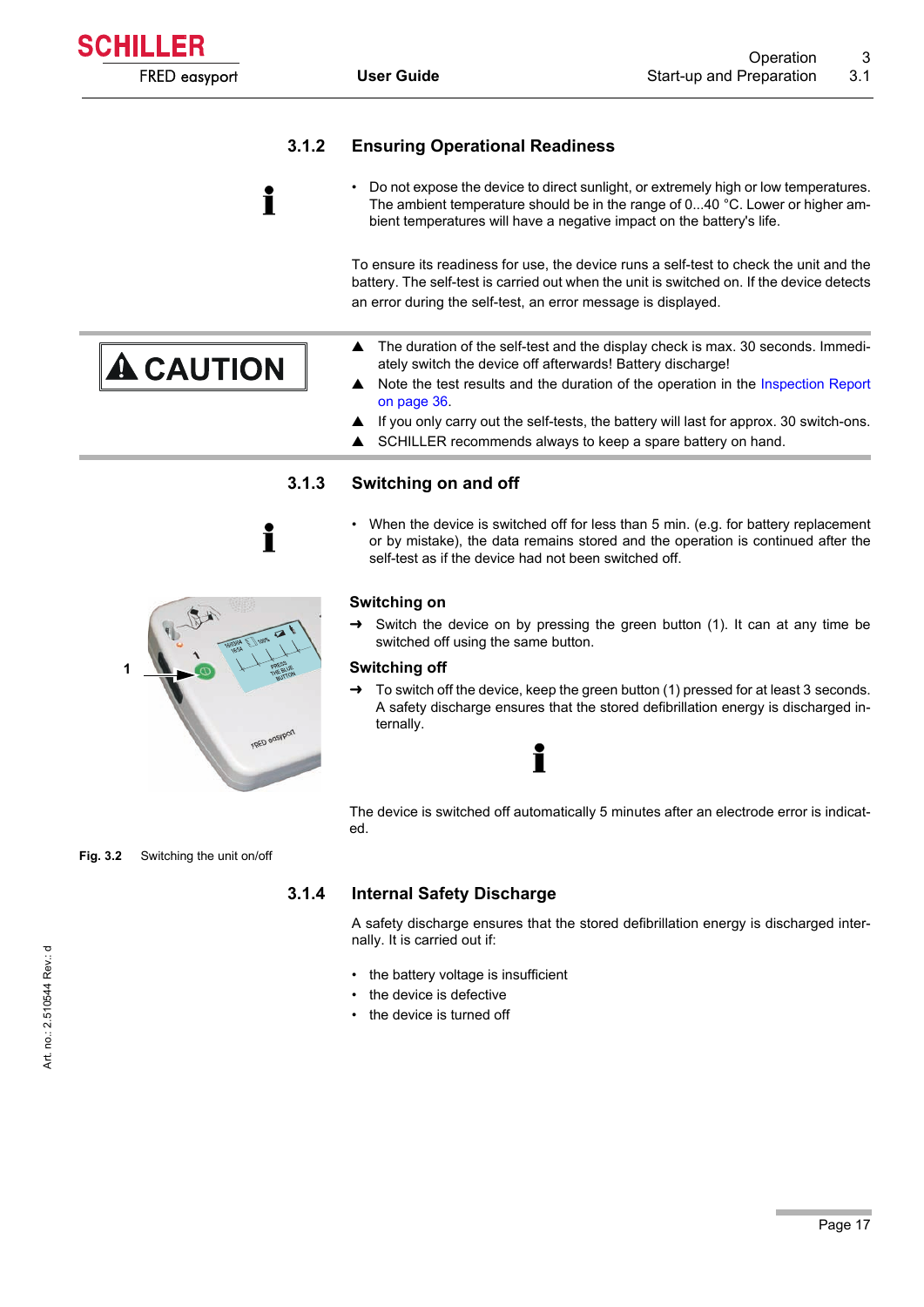### 3.1.2 Ensuring Operational Readiness

- Do not expose the device to direct sunlight, or extremely high or low temperatures. The ambient temperature should be in the range of 0...40 °C. Lower or higher ambient temperatures will have a negative impact on the battery's life.

To ensure its readiness for use, the device runs a self-test to check the unit and the battery. The self-test is carried out when the unit is switched on. If the device detects an error during the self-test, an error message is displayed.

**CAUTION**

- ▲ The duration of the self-test and the display check is max. 30 seconds. Immediately switch the device off afterwards! Battery discharge!
- ▲ Note the test results and the duration of the operation in the Inspection Report on page 36.
- ▲ If you only carry out the self-tests, the battery will last for approx. 30 switch-ons.
- ▲ SCHILLER recommends always to keep a spare battery on hand.

### 3.1.3 Switching on and off

- When the device is switched off for less than 5 min. (e.g. for battery replacement or by mistake), the data remains stored and the operation is continued after the self-test as if the device had not been switched off.

#### Switching on

→ Switch the device on by pressing the green button (1). It can at any time be switched off using the same button.

#### Switching off

→ To switch off the device, keep the green button (1) pressed for at least 3 seconds. A safety discharge ensures that the stored defibrillation energy is discharged internally.

The device is switched off automatically 5 minutes after an electrode error is indicated.

**Fig. 3.2** Switching the unit on/off

### 3.1.4 Internal Safety Discharge

A safety discharge ensures that the stored defibrillation energy is discharged internally. It is carried out if:

- the battery voltage is insufficient
- the device is defective
- the device is turned off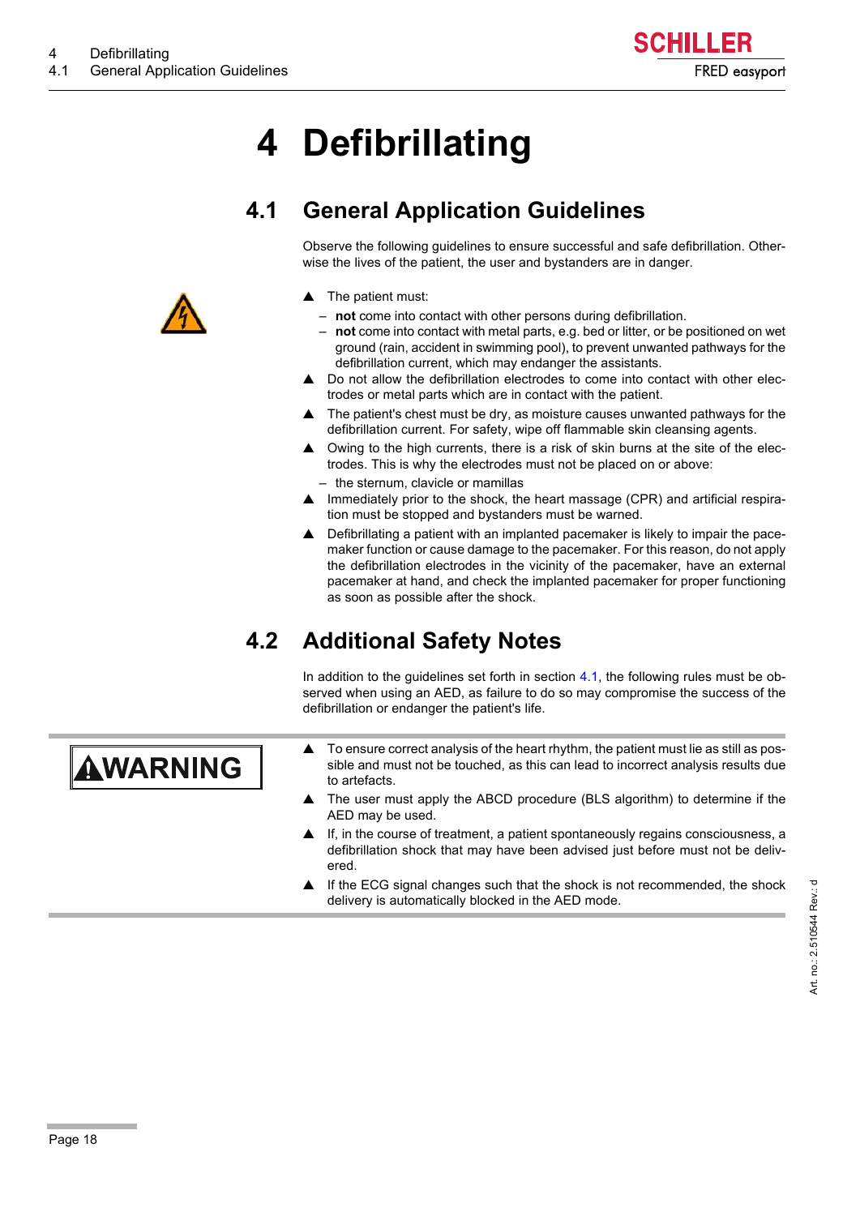# 4 Defibrillating

## 4.1 General Application Guidelines

Observe the following guidelines to ensure successful and safe defibrillation. Otherwise the lives of the patient, the user and bystanders are in danger.

- ▲ The patient must:
  - **not** come into contact with other persons during defibrillation.
  - **not** come into contact with metal parts, e.g. bed or litter, or be positioned on wet ground (rain, accident in swimming pool), to prevent unwanted pathways for the defibrillation current, which may endanger the assistants.
- ▲ Do not allow the defibrillation electrodes to come into contact with other electrodes or metal parts which are in contact with the patient.
- ▲ The patient's chest must be dry, as moisture causes unwanted pathways for the defibrillation current. For safety, wipe off flammable skin cleansing agents.
- ▲ Owing to the high currents, there is a risk of skin burns at the site of the electrodes. This is why the electrodes must not be placed on or above:
  - the sternum, clavicle or mamillas
- ▲ Immediately prior to the shock, the heart massage (CPR) and artificial respiration must be stopped and bystanders must be warned.
- ▲ Defibrillating a patient with an implanted pacemaker is likely to impair the pacemaker function or cause damage to the pacemaker. For this reason, do not apply the defibrillation electrodes in the vicinity of the pacemaker, have an external pacemaker at hand, and check the implanted pacemaker for proper functioning as soon as possible after the shock.

## 4.2 Additional Safety Notes

In addition to the guidelines set forth in section 4.1, the following rules must be observed when using an AED, as failure to do so may compromise the success of the defibrillation or endanger the patient's life.

**WARNING**

- ▲ To ensure correct analysis of the heart rhythm, the patient must lie as still as possible and must not be touched, as this can lead to incorrect analysis results due to artefacts.
- ▲ The user must apply the ABCD procedure (BLS algorithm) to determine if the AED may be used.
- ▲ If, in the course of treatment, a patient spontaneously regains consciousness, a defibrillation shock that may have been advised just before must not be delivered.
- ▲ If the ECG signal changes such that the shock is not recommended, the shock delivery is automatically blocked in the AED mode.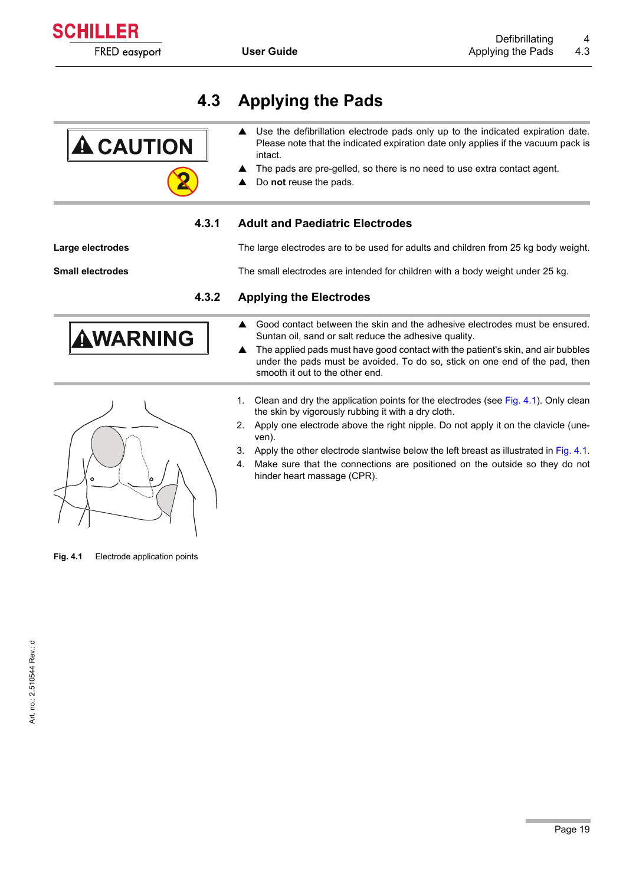## 4.3 Applying the Pads

**CAUTION**

- Use the defibrillation electrode pads only up to the indicated expiration date. Please note that the indicated expiration date only applies if the vacuum pack is intact.
- The pads are pre-gelled, so there is no need to use extra contact agent.
- Do **not** reuse the pads.

### 4.3.1 Adult and Paediatric Electrodes

**Large electrodes**

The large electrodes are to be used for adults and children from 25 kg body weight.

**Small electrodes**

The small electrodes are intended for children with a body weight under 25 kg.

### 4.3.2 Applying the Electrodes

**WARNING**

- Good contact between the skin and the adhesive electrodes must be ensured. Suntan oil, sand or salt reduce the adhesive quality.
- The applied pads must have good contact with the patient's skin, and air bubbles under the pads must be avoided. To do so, stick on one end of the pad, then smooth it out to the other end.

1. Clean and dry the application points for the electrodes (see Fig. 4.1). Only clean the skin by vigorously rubbing it with a dry cloth.
2. Apply one electrode above the right nipple. Do not apply it on the clavicle (uneven).
3. Apply the other electrode slantwise below the left breast as illustrated in Fig. 4.1.
4. Make sure that the connections are positioned on the outside so they do not hinder heart massage (CPR).

**Fig. 4.1** Electrode application points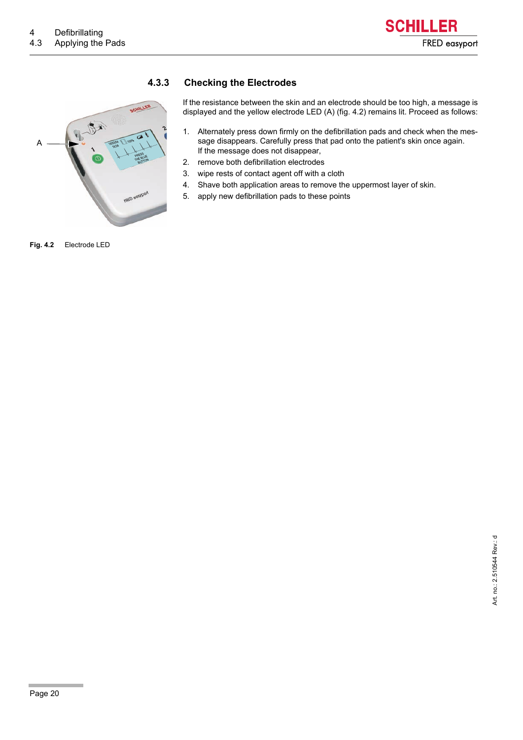### 4.3.3 Checking the Electrodes

If the resistance between the skin and an electrode should be too high, a message is displayed and the yellow electrode LED (A) (fig. 4.2) remains lit. Proceed as follows:

1. Alternately press down firmly on the defibrillation pads and check when the message disappears. Carefully press that pad onto the patient's skin once again. If the message does not disappear,
2. remove both defibrillation electrodes
3. wipe rests of contact agent off with a cloth
4. Shave both application areas to remove the uppermost layer of skin.
5. apply new defibrillation pads to these points

**Fig. 4.2** Electrode LED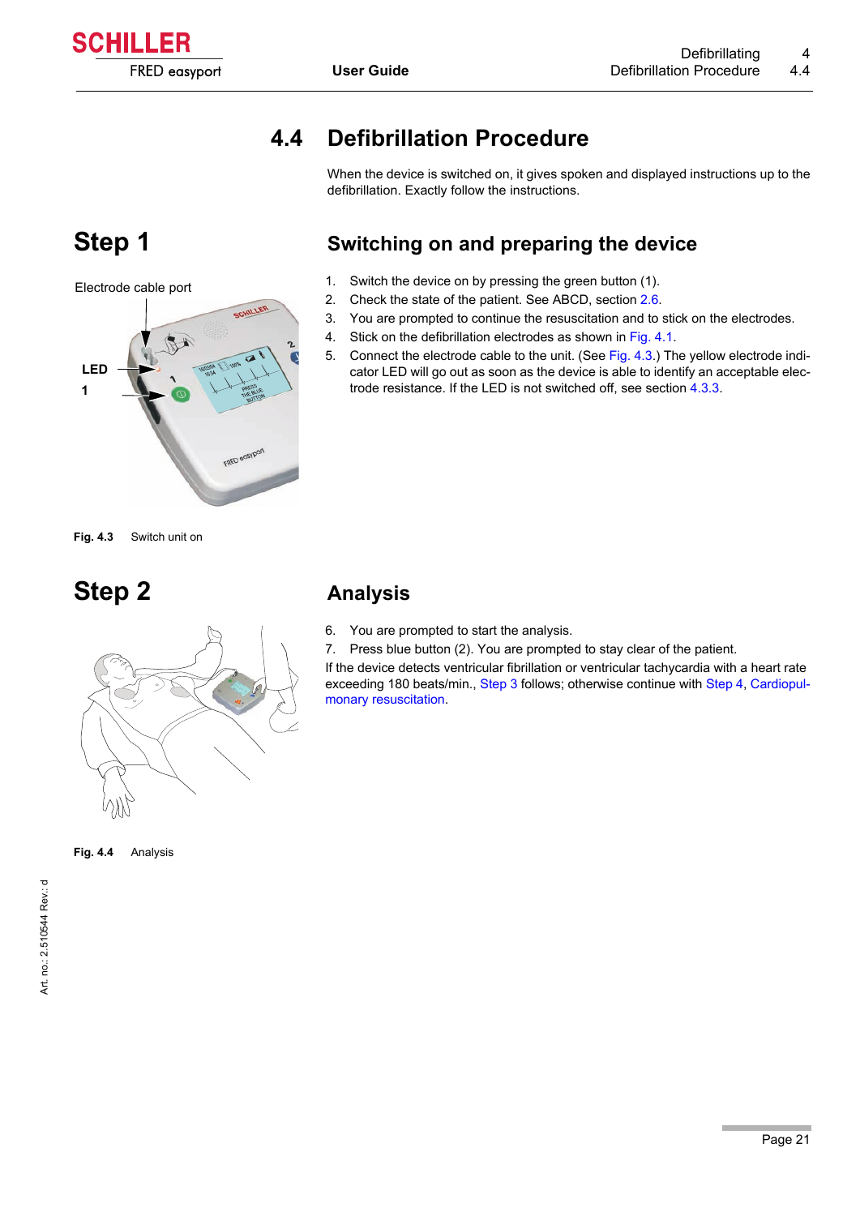## 4.4 Defibrillation Procedure

When the device is switched on, it gives spoken and displayed instructions up to the defibrillation. Exactly follow the instructions.

# Step 1

### Switching on and preparing the device

Electrode cable port

LED

1

**Fig. 4.3** Switch unit on

1. Switch the device on by pressing the green button (1).
2. Check the state of the patient. See ABCD, section 2.6.
3. You are prompted to continue the resuscitation and to stick on the electrodes.
4. Stick on the defibrillation electrodes as shown in Fig. 4.1.
5. Connect the electrode cable to the unit. (See Fig. 4.3.) The yellow electrode indicator LED will go out as soon as the device is able to identify an acceptable electrode resistance. If the LED is not switched off, see section 4.3.3.

# Step 2

### Analysis

**Fig. 4.4** Analysis

6. You are prompted to start the analysis.
7. Press blue button (2). You are prompted to stay clear of the patient.

If the device detects ventricular fibrillation or ventricular tachycardia with a heart rate exceeding 180 beats/min., Step 3 follows; otherwise continue with Step 4, Cardiopulmonary resuscitation.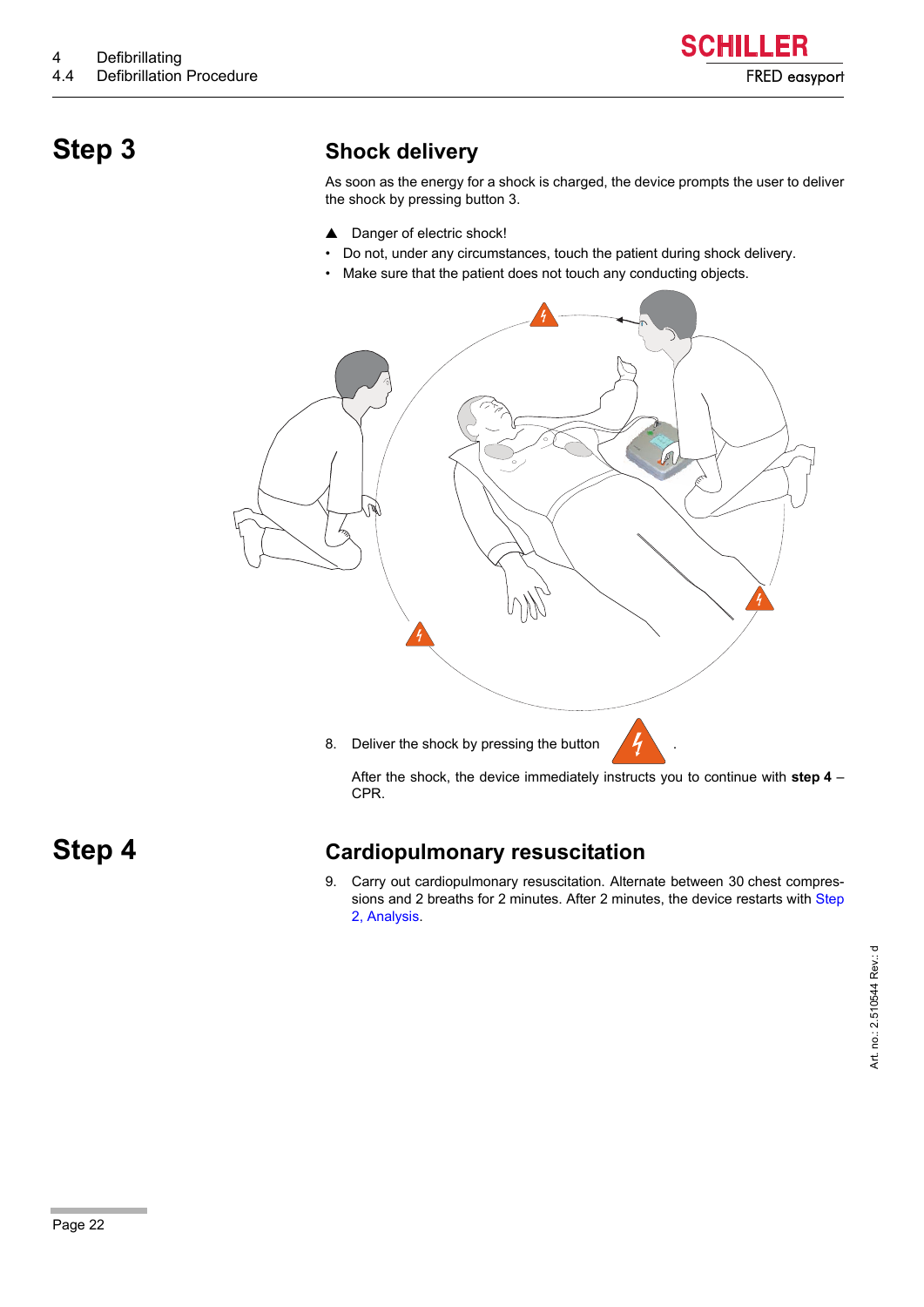## Step 3

### Shock delivery

As soon as the energy for a shock is charged, the device prompts the user to deliver the shock by pressing button 3.

▲ Danger of electric shock!

- Do not, under any circumstances, touch the patient during shock delivery.
- Make sure that the patient does not touch any conducting objects.

8. Deliver the shock by pressing the button .

   After the shock, the device immediately instructs you to continue with **step 4** – CPR.

## Step 4

### Cardiopulmonary resuscitation

9. Carry out cardiopulmonary resuscitation. Alternate between 30 chest compressions and 2 breaths for 2 minutes. After 2 minutes, the device restarts with Step 2, Analysis.

Art. no.: 2.510544 Rev.: d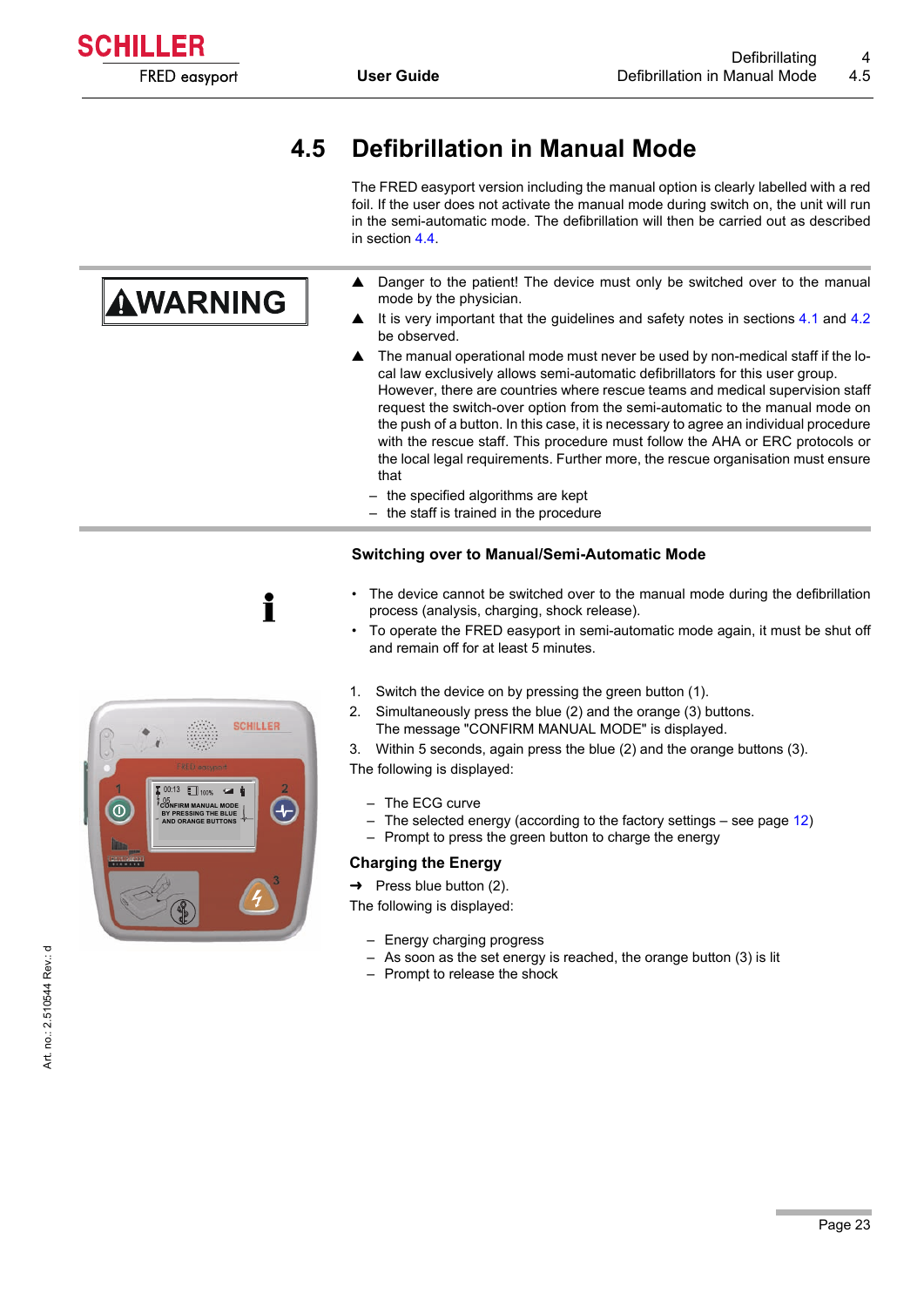# 4.5 Defibrillation in Manual Mode

The FRED easyport version including the manual option is clearly labelled with a red foil. If the user does not activate the manual mode during switch on, the unit will run in the semi-automatic mode. The defibrillation will then be carried out as described in section 4.4.

**⚠WARNING**

- ▲ Danger to the patient! The device must only be switched over to the manual mode by the physician.
- ▲ It is very important that the guidelines and safety notes in sections 4.1 and 4.2 be observed.
- ▲ The manual operational mode must never be used by non-medical staff if the local law exclusively allows semi-automatic defibrillators for this user group. However, there are countries where rescue teams and medical supervision staff request the switch-over option from the semi-automatic to the manual mode on the push of a button. In this case, it is necessary to agree an individual procedure with the rescue staff. This procedure must follow the AHA or ERC protocols or the local legal requirements. Further more, the rescue organisation must ensure that
  - – the specified algorithms are kept
  - – the staff is trained in the procedure

### Switching over to Manual/Semi-Automatic Mode

- The device cannot be switched over to the manual mode during the defibrillation process (analysis, charging, shock release).
- To operate the FRED easyport in semi-automatic mode again, it must be shut off and remain off for at least 5 minutes.

1. Switch the device on by pressing the green button (1).
2. Simultaneously press the blue (2) and the orange (3) buttons.
   The message "CONFIRM MANUAL MODE" is displayed.
3. Within 5 seconds, again press the blue (2) and the orange buttons (3).

The following is displayed:

- – The ECG curve
- – The selected energy (according to the factory settings – see page 12)
- – Prompt to press the green button to charge the energy

### Charging the Energy

➜ Press blue button (2).

The following is displayed:

- – Energy charging progress
- – As soon as the set energy is reached, the orange button (3) is lit
- – Prompt to release the shock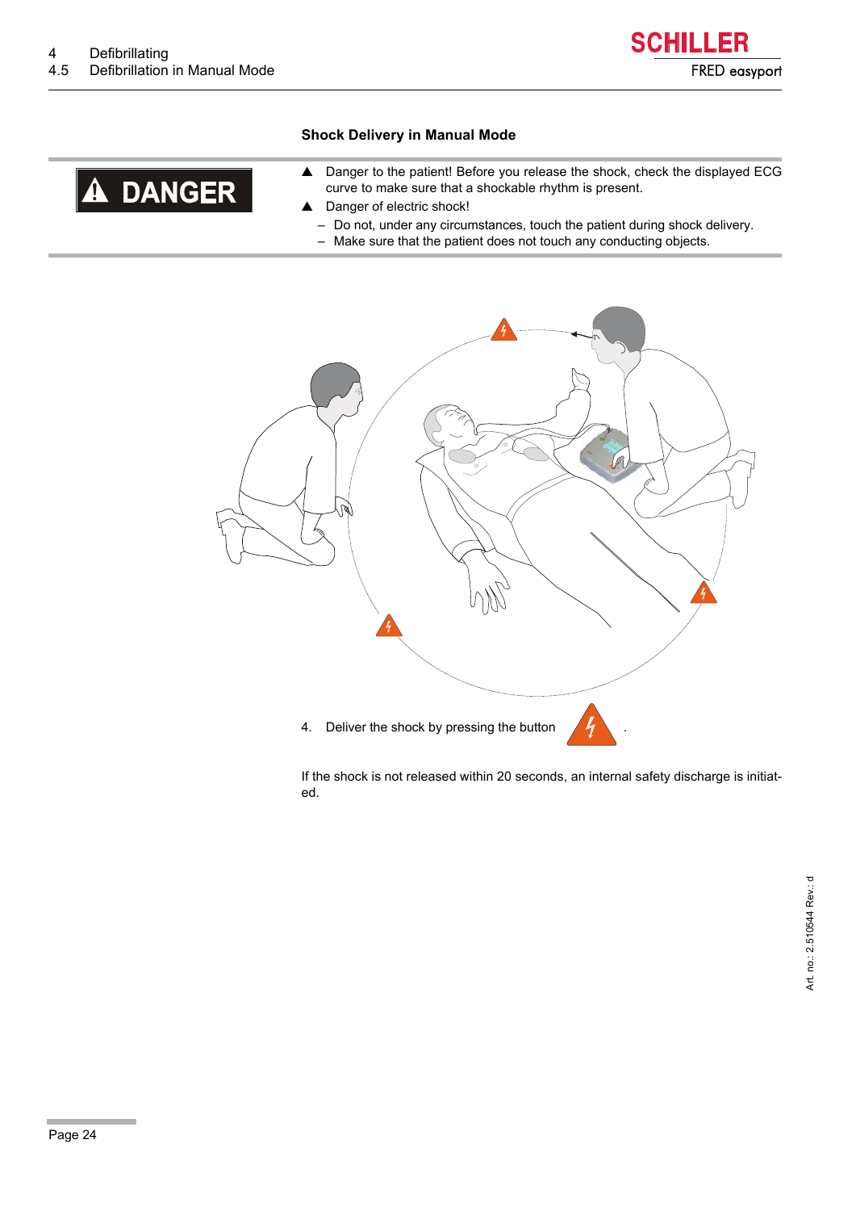### Shock Delivery in Manual Mode

**⚠ DANGER**

- ▲ Danger to the patient! Before you release the shock, check the displayed ECG curve to make sure that a shockable rhythm is present.
- ▲ Danger of electric shock!
  - – Do not, under any circumstances, touch the patient during shock delivery.
  - – Make sure that the patient does not touch any conducting objects.

4. Deliver the shock by pressing the button ⚡ .

If the shock is not released within 20 seconds, an internal safety discharge is initiated.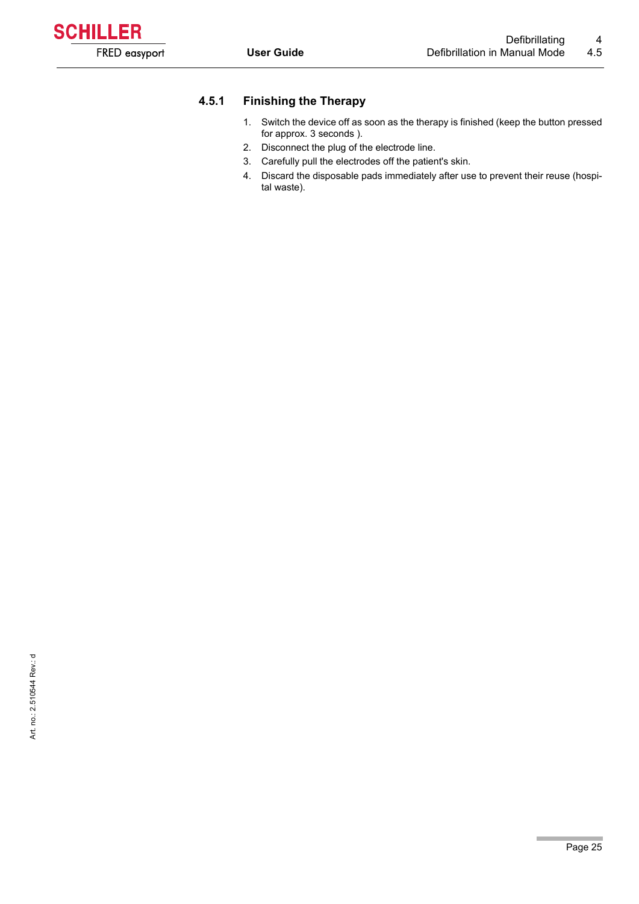### 4.5.1 Finishing the Therapy

1. Switch the device off as soon as the therapy is finished (keep the button pressed for approx. 3 seconds ).
2. Disconnect the plug of the electrode line.
3. Carefully pull the electrodes off the patient's skin.
4. Discard the disposable pads immediately after use to prevent their reuse (hospital waste).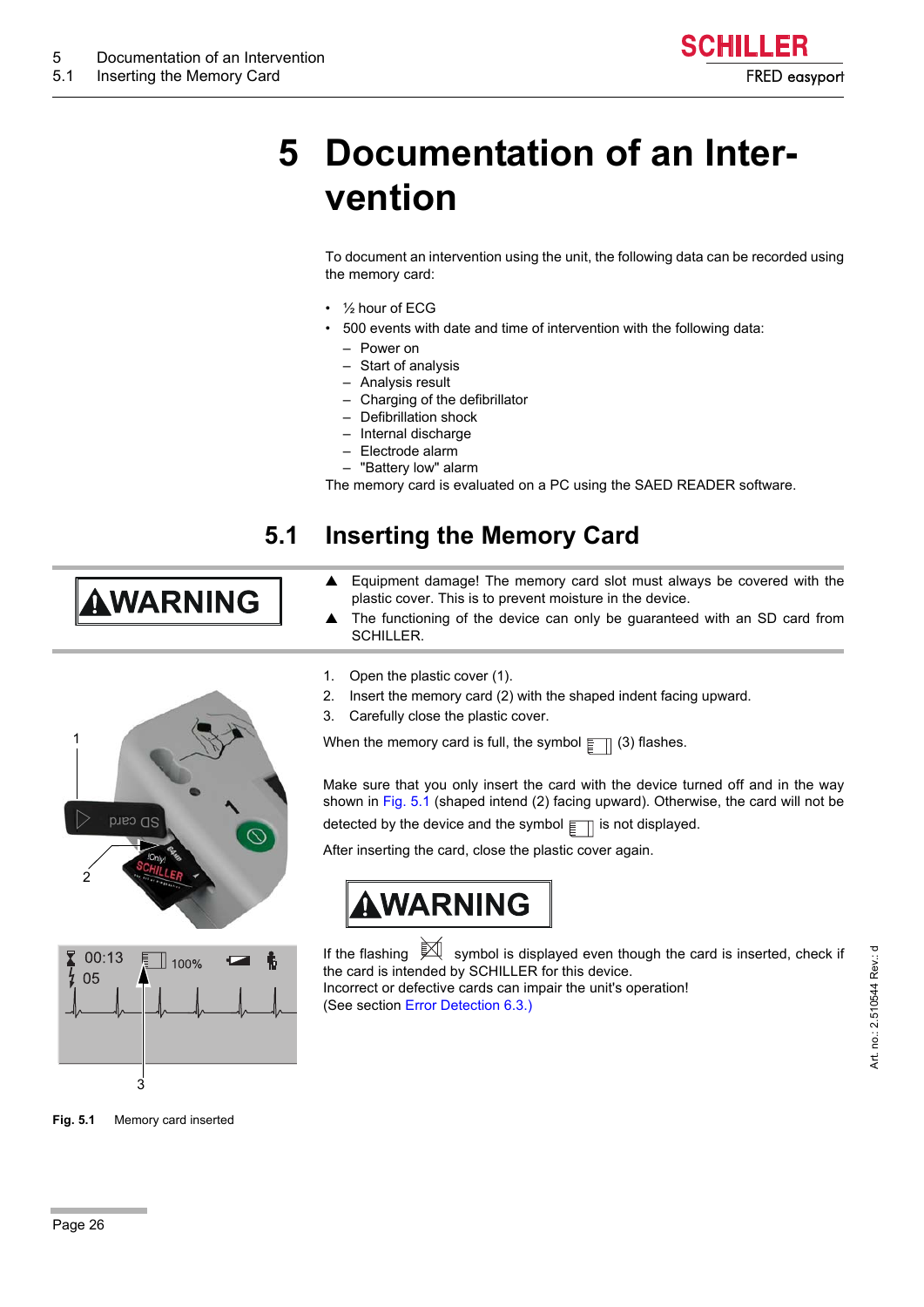# 5 Documentation of an Intervention

To document an intervention using the unit, the following data can be recorded using the memory card:

- ½ hour of ECG
- 500 events with date and time of intervention with the following data:
  - Power on
  - Start of analysis
  - Analysis result
  - Charging of the defibrillator
  - Defibrillation shock
  - Internal discharge
  - Electrode alarm
  - "Battery low" alarm

The memory card is evaluated on a PC using the SAED READER software.

## 5.1 Inserting the Memory Card

**⚠WARNING**

- ▲ Equipment damage! The memory card slot must always be covered with the plastic cover. This is to prevent moisture in the device.
- ▲ The functioning of the device can only be guaranteed with an SD card from SCHILLER.

1. Open the plastic cover (1).
2. Insert the memory card (2) with the shaped indent facing upward.
3. Carefully close the plastic cover.

When the memory card is full, the symbol (3) flashes.

Make sure that you only insert the card with the device turned off and in the way shown in Fig. 5.1 (shaped intend (2) facing upward). Otherwise, the card will not be detected by the device and the symbol is not displayed.

After inserting the card, close the plastic cover again.

**⚠WARNING**

If the flashing symbol is displayed even though the card is inserted, check if the card is intended by SCHILLER for this device.
Incorrect or defective cards can impair the unit's operation!
(See section Error Detection 6.3.)

**Fig. 5.1** Memory card inserted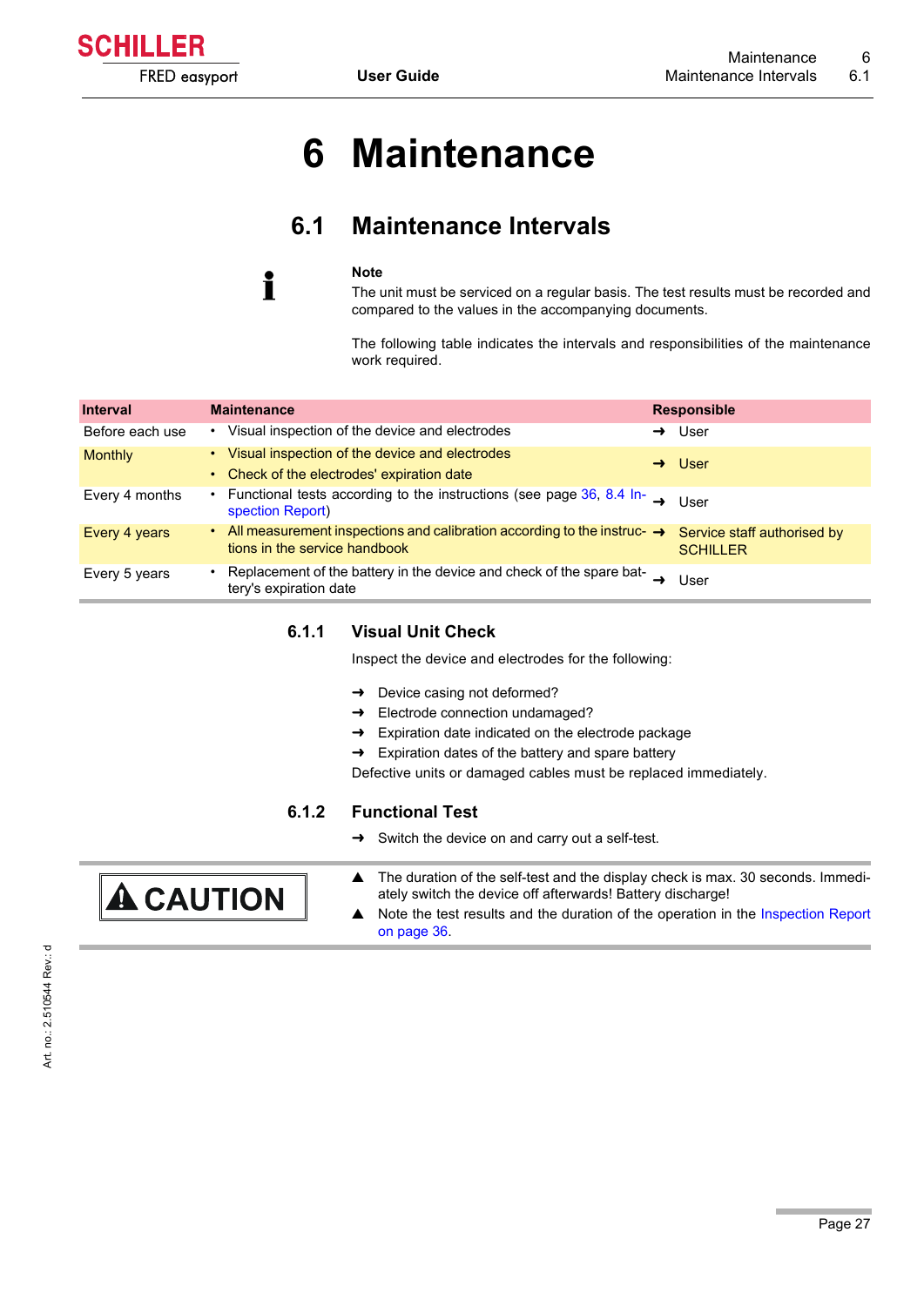# 6 Maintenance

## 6.1 Maintenance Intervals

**Note**

The unit must be serviced on a regular basis. The test results must be recorded and compared to the values in the accompanying documents.

The following table indicates the intervals and responsibilities of the maintenance work required.

| Interval | Maintenance | Responsible |
|---|---|---|
| Before each use | • Visual inspection of the device and electrodes | ➜ User |
| Monthly | • Visual inspection of the device and electrodes<br>• Check of the electrodes' expiration date | ➜ User |
| Every 4 months | • Functional tests according to the instructions (see page 36, 8.4 Inspection Report) | ➜ User |
| Every 4 years | • All measurement inspections and calibration according to the instructions in the service handbook | ➜ Service staff authorised by SCHILLER |
| Every 5 years | • Replacement of the battery in the device and check of the spare battery's expiration date | ➜ User |

### 6.1.1 Visual Unit Check

Inspect the device and electrodes for the following:

- ➜ Device casing not deformed?
- ➜ Electrode connection undamaged?
- ➜ Expiration date indicated on the electrode package
- ➜ Expiration dates of the battery and spare battery

Defective units or damaged cables must be replaced immediately.

### 6.1.2 Functional Test

- ➜ Switch the device on and carry out a self-test.

**⚠ CAUTION**

- ▲ The duration of the self-test and the display check is max. 30 seconds. Immediately switch the device off afterwards! Battery discharge!
- ▲ Note the test results and the duration of the operation in the Inspection Report on page 36.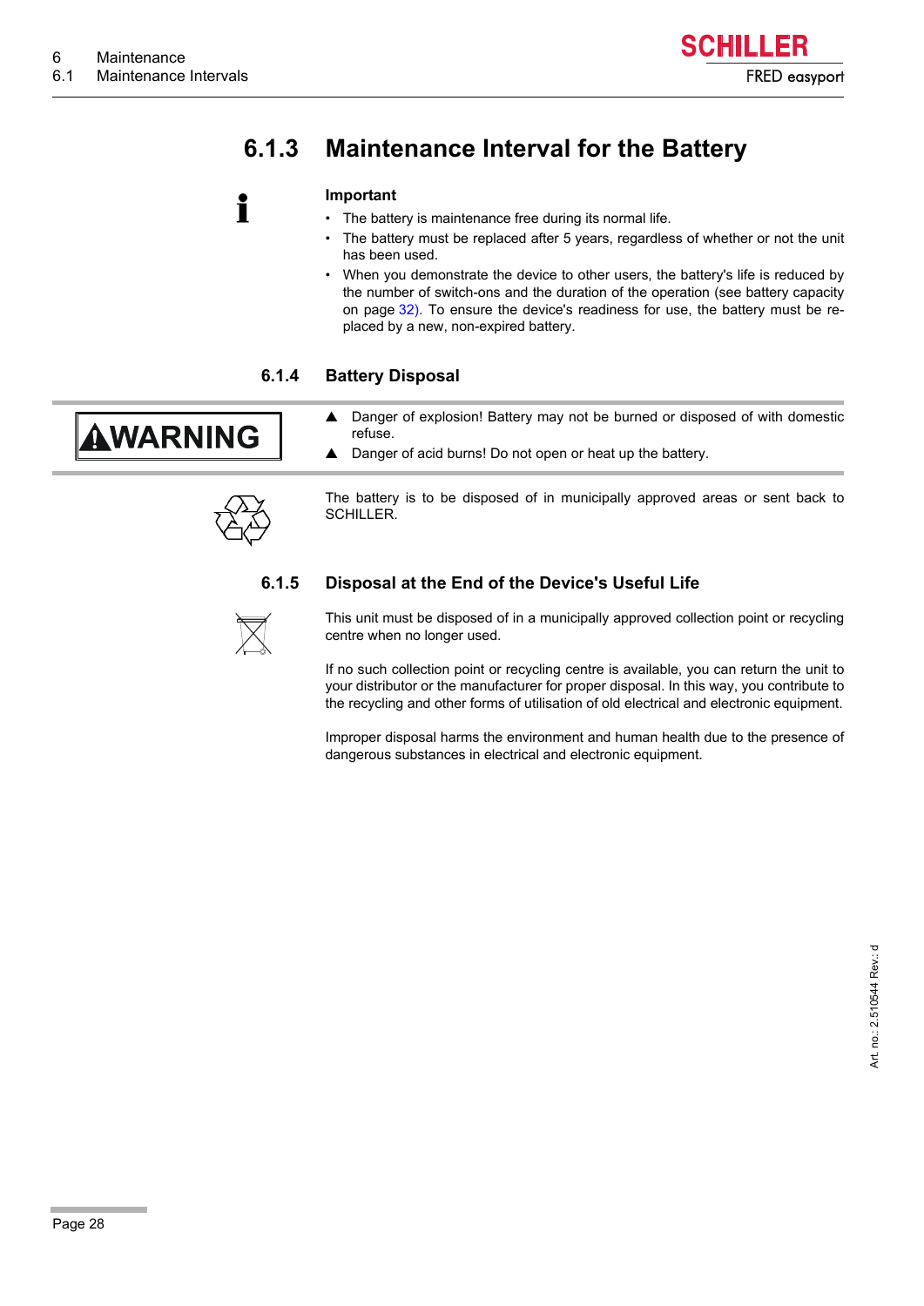## 6.1.3 Maintenance Interval for the Battery

**Important**

- The battery is maintenance free during its normal life.
- The battery must be replaced after 5 years, regardless of whether or not the unit has been used.
- When you demonstrate the device to other users, the battery's life is reduced by the number of switch-ons and the duration of the operation (see battery capacity on page 32). To ensure the device's readiness for use, the battery must be replaced by a new, non-expired battery.

### 6.1.4 Battery Disposal

**WARNING**

- ▲ Danger of explosion! Battery may not be burned or disposed of with domestic refuse.
- ▲ Danger of acid burns! Do not open or heat up the battery.

The battery is to be disposed of in municipally approved areas or sent back to SCHILLER.

### 6.1.5 Disposal at the End of the Device's Useful Life

This unit must be disposed of in a municipally approved collection point or recycling centre when no longer used.

If no such collection point or recycling centre is available, you can return the unit to your distributor or the manufacturer for proper disposal. In this way, you contribute to the recycling and other forms of utilisation of old electrical and electronic equipment.

Improper disposal harms the environment and human health due to the presence of dangerous substances in electrical and electronic equipment.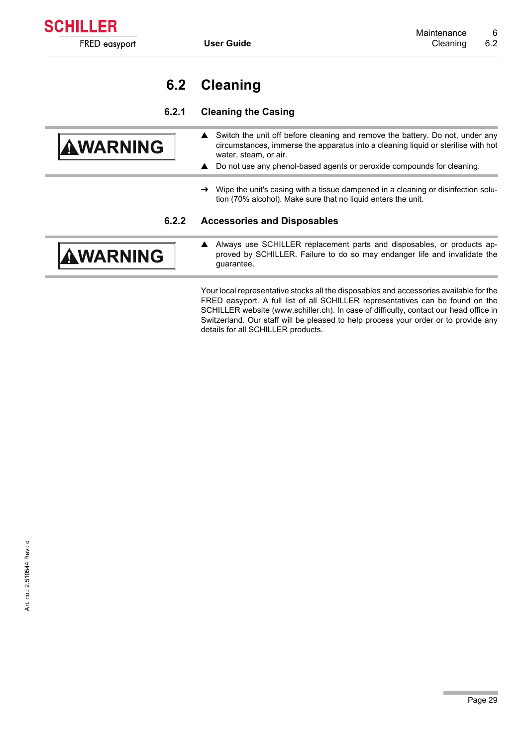## 6.2 Cleaning

### 6.2.1 Cleaning the Casing

**⚠WARNING**

- ▲ Switch the unit off before cleaning and remove the battery. Do not, under any circumstances, immerse the apparatus into a cleaning liquid or sterilise with hot water, steam, or air.
- ▲ Do not use any phenol-based agents or peroxide compounds for cleaning.

→ Wipe the unit's casing with a tissue dampened in a cleaning or disinfection solution (70% alcohol). Make sure that no liquid enters the unit.

### 6.2.2 Accessories and Disposables

**⚠WARNING**

- ▲ Always use SCHILLER replacement parts and disposables, or products approved by SCHILLER. Failure to do so may endanger life and invalidate the guarantee.

Your local representative stocks all the disposables and accessories available for the FRED easyport. A full list of all SCHILLER representatives can be found on the SCHILLER website (www.schiller.ch). In case of difficulty, contact our head office in Switzerland. Our staff will be pleased to help process your order or to provide any details for all SCHILLER products.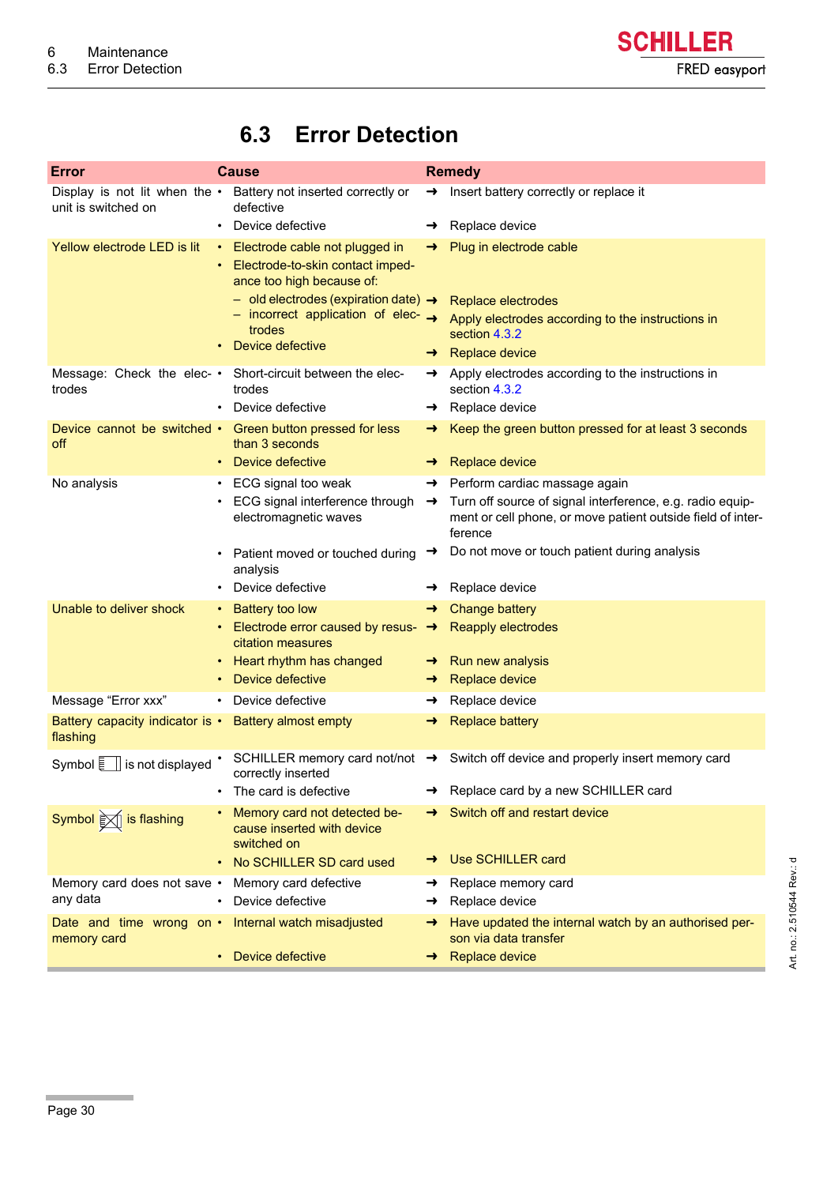## 6.3 Error Detection

| Error | Cause | Remedy |
|---|---|---|
| Display is not lit when the unit is switched on | • Battery not inserted correctly or defective<br>• Device defective | ➜ Insert battery correctly or replace it<br>➜ Replace device |
| Yellow electrode LED is lit | • Electrode cable not plugged in<br>• Electrode-to-skin contact impedance too high because of:<br>– old electrodes (expiration date)<br>– incorrect application of electrodes<br>• Device defective | ➜ Plug in electrode cable<br><br>➜ Replace electrodes<br>➜ Apply electrodes according to the instructions in section 4.3.2<br>➜ Replace device |
| Message: Check the electrodes | • Short-circuit between the electrodes<br>• Device defective | ➜ Apply electrodes according to the instructions in section 4.3.2<br>➜ Replace device |
| Device cannot be switched off | • Green button pressed for less than 3 seconds<br>• Device defective | ➜ Keep the green button pressed for at least 3 seconds<br>➜ Replace device |
| No analysis | • ECG signal too weak<br>• ECG signal interference through electromagnetic waves<br>• Patient moved or touched during analysis<br>• Device defective | ➜ Perform cardiac massage again<br>➜ Turn off source of signal interference, e.g. radio equipment or cell phone, or move patient outside field of interference<br>➜ Do not move or touch patient during analysis<br>➜ Replace device |
| Unable to deliver shock | • Battery too low<br>• Electrode error caused by resuscitation measures<br>• Heart rhythm has changed<br>• Device defective | ➜ Change battery<br>➜ Reapply electrodes<br>➜ Run new analysis<br>➜ Replace device |
| Message “Error xxx” | • Device defective | ➜ Replace device |
| Battery capacity indicator is flashing | • Battery almost empty | ➜ Replace battery |
| Symbol [memory card] is not displayed | • SCHILLER memory card not/not correctly inserted<br>• The card is defective | ➜ Switch off device and properly insert memory card<br>➜ Replace card by a new SCHILLER card |
| Symbol [crossed-out memory card] is flashing | • Memory card not detected because inserted with device switched on<br>• No SCHILLER SD card used | ➜ Switch off and restart device<br>➜ Use SCHILLER card |
| Memory card does not save any data | • Memory card defective<br>• Device defective | ➜ Replace memory card<br>➜ Replace device |
| Date and time wrong on memory card | • Internal watch misadjusted<br>• Device defective | ➜ Have updated the internal watch by an authorised person via data transfer<br>➜ Replace device |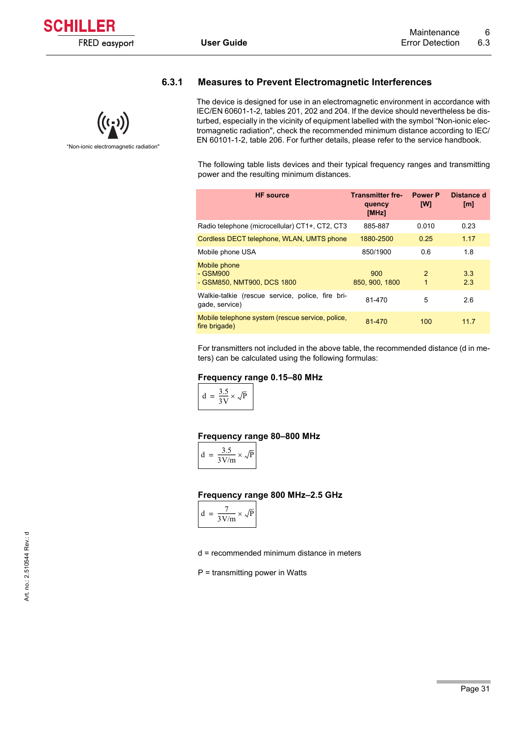### 6.3.1 Measures to Prevent Electromagnetic Interferences

"Non-ionic electromagnetic radiation"

The device is designed for use in an electromagnetic environment in accordance with IEC/EN 60601-1-2, tables 201, 202 and 204. If the device should nevertheless be disturbed, especially in the vicinity of equipment labelled with the symbol "Non-ionic electromagnetic radiation", check the recommended minimum distance according to IEC/EN 60101-1-2, table 206. For further details, please refer to the service handbook.

The following table lists devices and their typical frequency ranges and transmitting power and the resulting minimum distances.

| HF source | Transmitter frequency [MHz] | Power P [W] | Distance d [m] |
|---|---|---|---|
| Radio telephone (microcellular) CT1+, CT2, CT3 | 885-887 | 0.010 | 0.23 |
| Cordless DECT telephone, WLAN, UMTS phone | 1880-2500 | 0.25 | 1.17 |
| Mobile phone USA | 850/1900 | 0.6 | 1.8 |
| Mobile phone<br>- GSM900<br>- GSM850, NMT900, DCS 1800 | <br>900<br>850, 900, 1800 | <br>2<br>1 | <br>3.3<br>2.3 |
| Walkie-talkie (rescue service, police, fire brigade, service) | 81-470 | 5 | 2.6 |
| Mobile telephone system (rescue service, police, fire brigade) | 81-470 | 100 | 11.7 |

For transmitters not included in the above table, the recommended distance (d in meters) can be calculated using the following formulas:

**Frequency range 0.15–80 MHz**

$$d = \frac{3.5}{3\,V} \times \sqrt{P}$$

**Frequency range 80–800 MHz**

$$d = \frac{3.5}{3\,V/m} \times \sqrt{P}$$

**Frequency range 800 MHz–2.5 GHz**

$$d = \frac{7}{3\,V/m} \times \sqrt{P}$$

d = recommended minimum distance in meters

P = transmitting power in Watts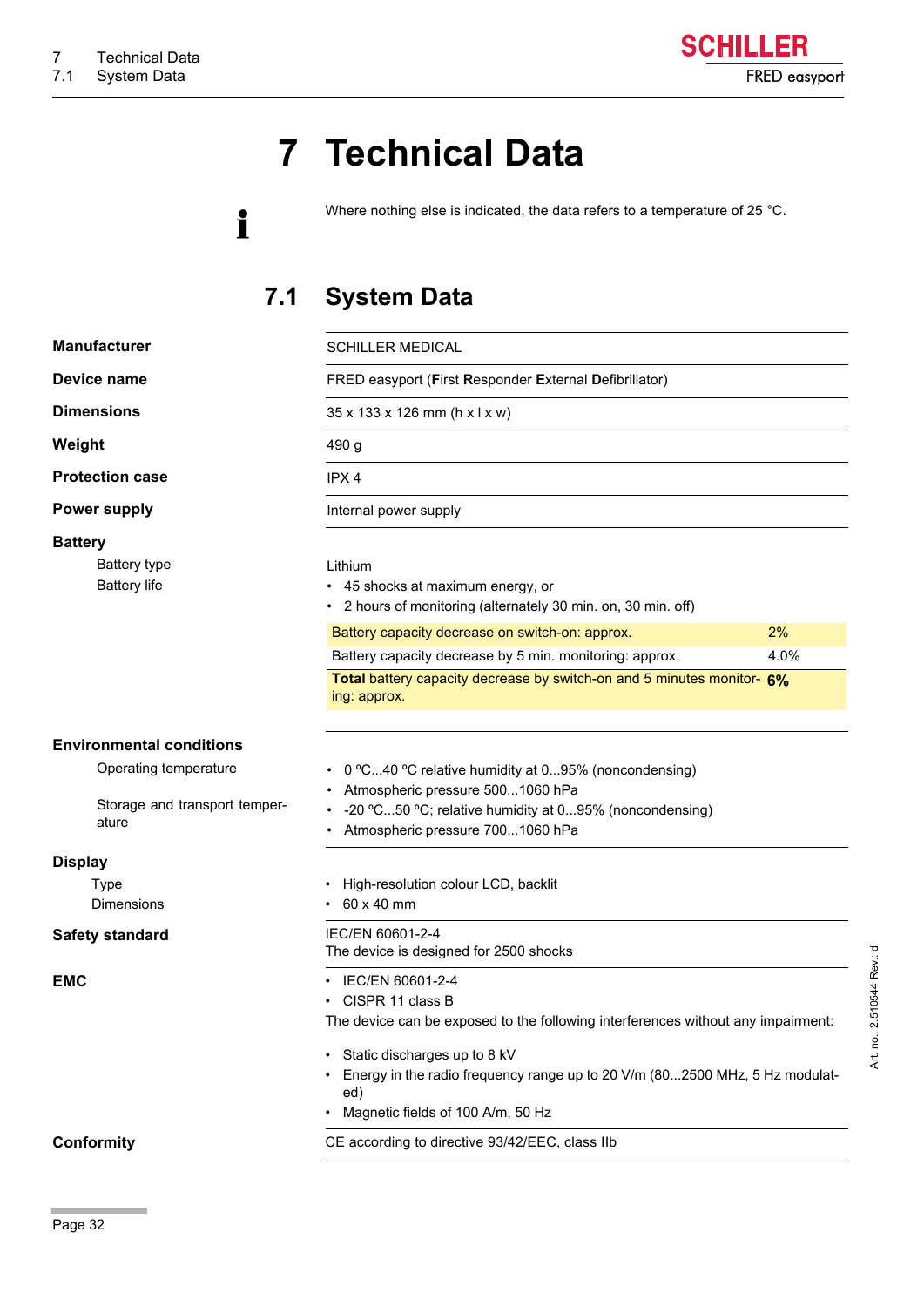# 7 Technical Data

Where nothing else is indicated, the data refers to a temperature of 25 °C.

## 7.1 System Data

| | |
|---|---|
| **Manufacturer** | SCHILLER MEDICAL |
| **Device name** | FRED easyport (**F**irst **R**esponder **E**xternal **D**efibrillator) |
| **Dimensions** | 35 x 133 x 126 mm (h x l x w) |
| **Weight** | 490 g |
| **Protection case** | IPX 4 |
| **Power supply** | Internal power supply |

**Battery**

- Battery type: Lithium
- Battery life:
  - 45 shocks at maximum energy, or
  - 2 hours of monitoring (alternately 30 min. on, 30 min. off)

| | |
|---|---|
| Battery capacity decrease on switch-on: approx. | 2% |
| Battery capacity decrease by 5 min. monitoring: approx. | 4.0% |
| **Total** battery capacity decrease by switch-on and 5 minutes monitoring: approx. | **6%** |

**Environmental conditions**

- Operating temperature:
  - 0 ºC...40 ºC relative humidity at 0...95% (noncondensing)
  - Atmospheric pressure 500...1060 hPa
- Storage and transport temperature:
  - -20 ºC...50 ºC; relative humidity at 0...95% (noncondensing)
  - Atmospheric pressure 700...1060 hPa

**Display**

- Type: High-resolution colour LCD, backlit
- Dimensions: 60 x 40 mm

**Safety standard**

IEC/EN 60601-2-4
The device is designed for 2500 shocks

**EMC**

- IEC/EN 60601-2-4
- CISPR 11 class B

The device can be exposed to the following interferences without any impairment:

- Static discharges up to 8 kV
- Energy in the radio frequency range up to 20 V/m (80...2500 MHz, 5 Hz modulated)
- Magnetic fields of 100 A/m, 50 Hz

**Conformity**

CE according to directive 93/42/EEC, class IIb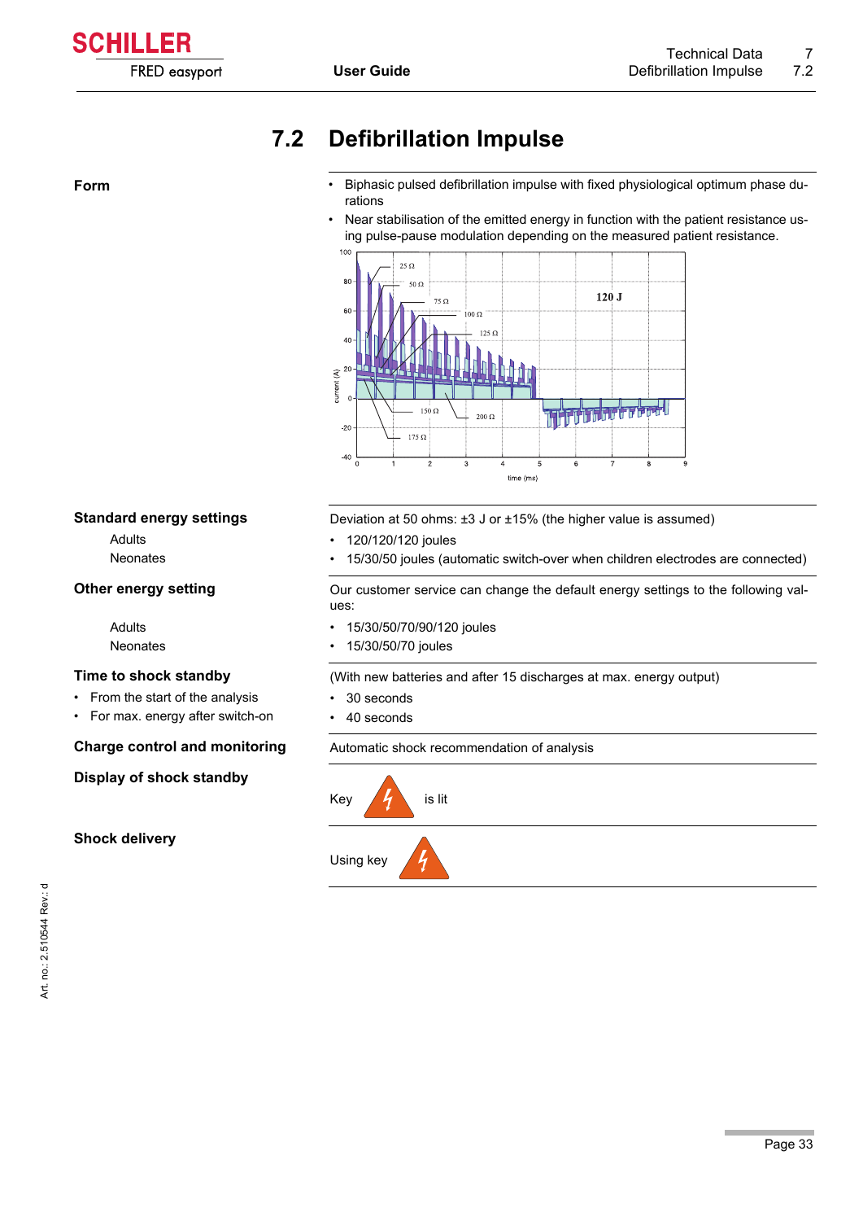## 7.2 Defibrillation Impulse

| | |
|---|---|
| **Form** | • Biphasic pulsed defibrillation impulse with fixed physiological optimum phase durations<br>• Near stabilisation of the emitted energy in function with the patient resistance using pulse-pause modulation depending on the measured patient resistance. |
| **Standard energy settings** | Deviation at 50 ohms: ±3 J or ±15% (the higher value is assumed) |
| Adults | • 120/120/120 joules |
| Neonates | • 15/30/50 joules (automatic switch-over when children electrodes are connected) |
| **Other energy setting** | Our customer service can change the default energy settings to the following values: |
| Adults | • 15/30/50/70/90/120 joules |
| Neonates | • 15/30/50/70 joules |
| **Time to shock standby** | (With new batteries and after 15 discharges at max. energy output) |
| • From the start of the analysis | • 30 seconds |
| • For max. energy after switch-on | • 40 seconds |
| **Charge control and monitoring** | Automatic shock recommendation of analysis |
| **Display of shock standby** | Key is lit |
| **Shock delivery** | Using key |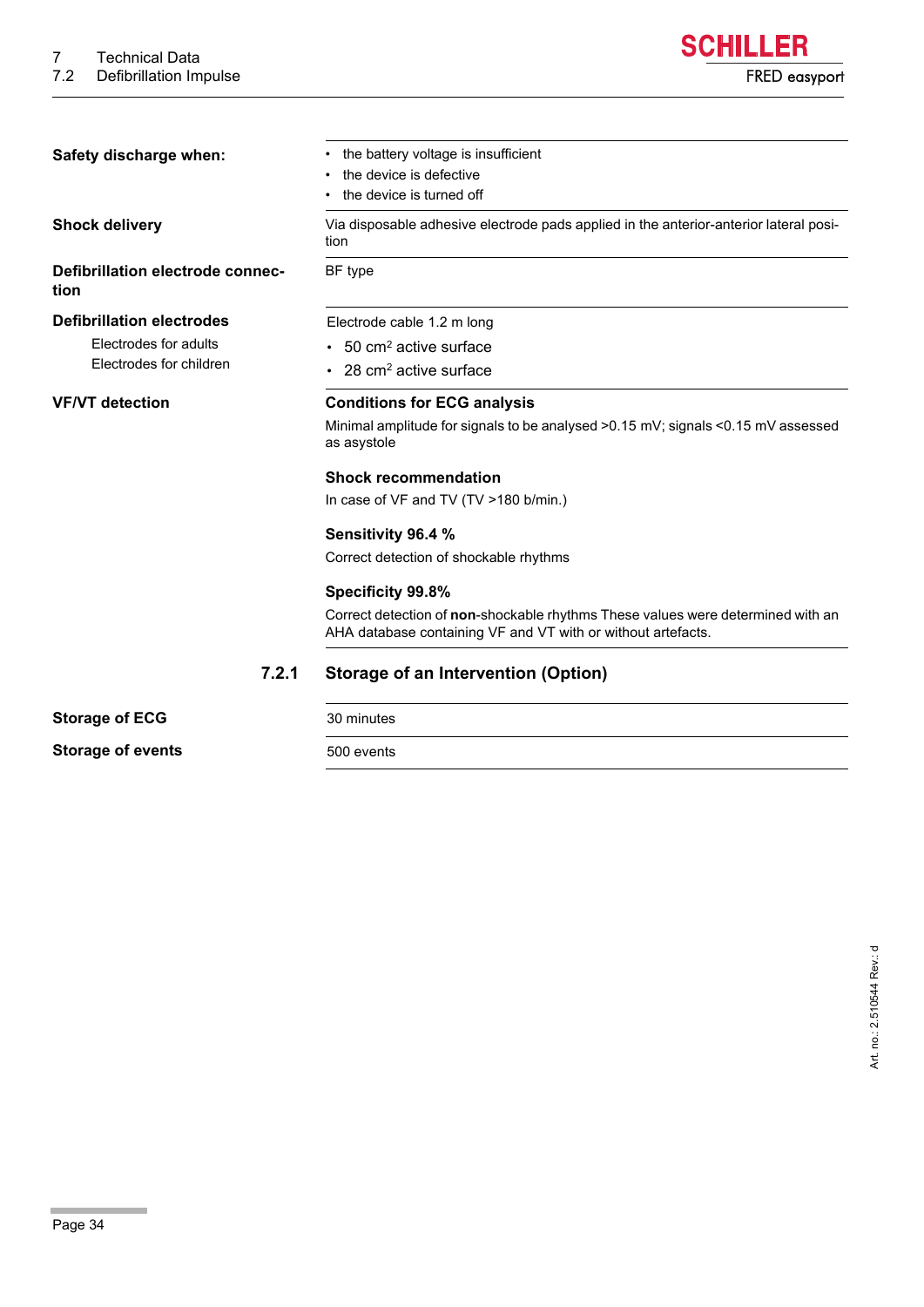| | |
|---|---|
| **Safety discharge when:** | • the battery voltage is insufficient<br>• the device is defective<br>• the device is turned off |
| **Shock delivery** | Via disposable adhesive electrode pads applied in the anterior-anterior lateral position |
| **Defibrillation electrode connection** | BF type |
| **Defibrillation electrodes** | Electrode cable 1.2 m long |
| Electrodes for adults | • 50 $cm^2$ active surface |
| Electrodes for children | • 28 $cm^2$ active surface |
| **VF/VT detection** | **Conditions for ECG analysis**<br>Minimal amplitude for signals to be analysed >0.15 mV; signals <0.15 mV assessed as asystole<br><br>**Shock recommendation**<br>In case of VF and TV (TV >180 b/min.)<br><br>**Sensitivity 96.4 %**<br>Correct detection of shockable rhythms<br><br>**Specificity 99.8%**<br>Correct detection of **non**-shockable rhythms These values were determined with an AHA database containing VF and VT with or without artefacts. |

### 7.2.1 Storage of an Intervention (Option)

| | |
|---|---|
| **Storage of ECG** | 30 minutes |
| **Storage of events** | 500 events |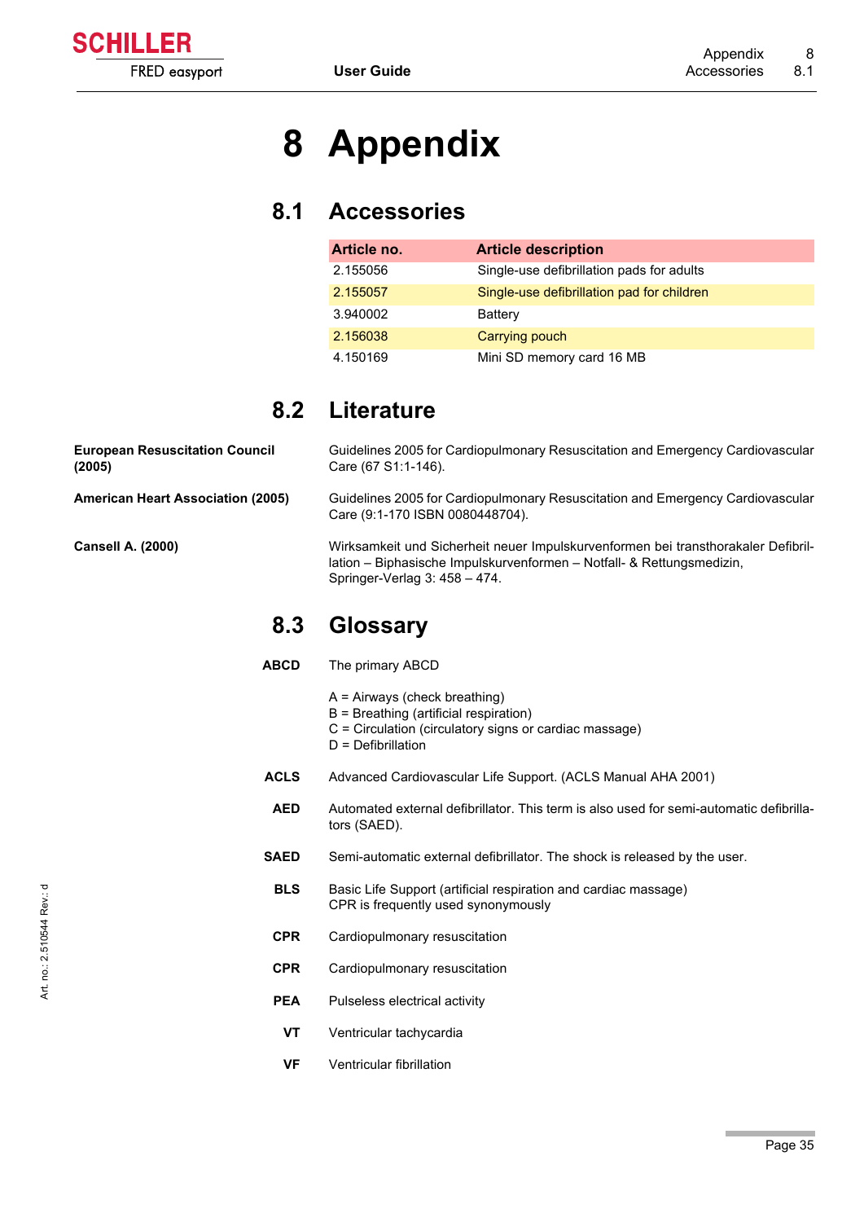# 8 Appendix

## 8.1 Accessories

| Article no. | Article description |
|---|---|
| 2.155056 | Single-use defibrillation pads for adults |
| 2.155057 | Single-use defibrillation pad for children |
| 3.940002 | Battery |
| 2.156038 | Carrying pouch |
| 4.150169 | Mini SD memory card 16 MB |

## 8.2 Literature

**European Resuscitation Council (2005)**
Guidelines 2005 for Cardiopulmonary Resuscitation and Emergency Cardiovascular Care (67 S1:1-146).

**American Heart Association (2005)**
Guidelines 2005 for Cardiopulmonary Resuscitation and Emergency Cardiovascular Care (9:1-170 ISBN 0080448704).

**Cansell A. (2000)**
Wirksamkeit und Sicherheit neuer Impulskurvenformen bei transthorakaler Defibrillation – Biphasische Impulskurvenformen – Notfall- & Rettungsmedizin, Springer-Verlag 3: 458 – 474.

## 8.3 Glossary

**ABCD** The primary ABCD

A = Airways (check breathing)
B = Breathing (artificial respiration)
C = Circulation (circulatory signs or cardiac massage)
D = Defibrillation

**ACLS** Advanced Cardiovascular Life Support. (ACLS Manual AHA 2001)

**AED** Automated external defibrillator. This term is also used for semi-automatic defibrillators (SAED).

**SAED** Semi-automatic external defibrillator. The shock is released by the user.

**BLS** Basic Life Support (artificial respiration and cardiac massage)
CPR is frequently used synonymously

**CPR** Cardiopulmonary resuscitation

**CPR** Cardiopulmonary resuscitation

**PEA** Pulseless electrical activity

**VT** Ventricular tachycardia

**VF** Ventricular fibrillation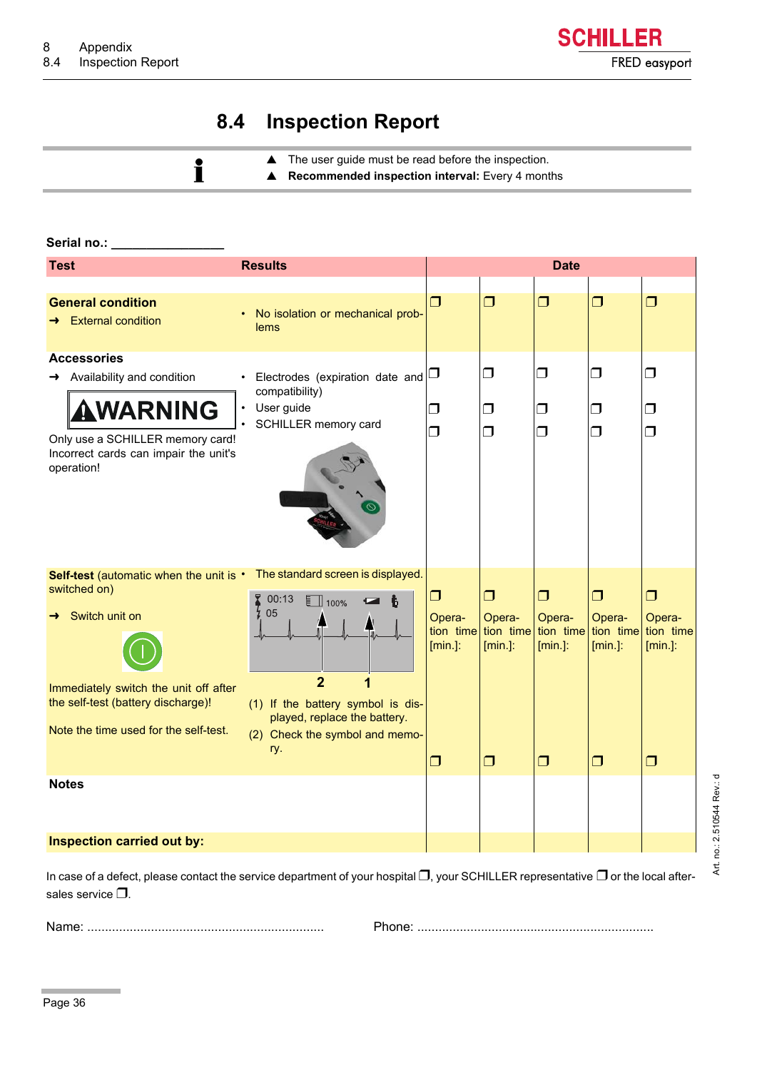# 8.4 Inspection Report

- The user guide must be read before the inspection.
- **Recommended inspection interval:** Every 4 months

**Serial no.:** _______________

| Test | Results | Date | | | | |
|---|---|---|---|---|---|---|
| **General condition**<br>→ External condition | • No isolation or mechanical problems | ❐ | ❐ | ❐ | ❐ | ❐ |
| **Accessories**<br>→ Availability and condition<br><br>**WARNING**<br>Only use a SCHILLER memory card! Incorrect cards can impair the unit's operation! | • Electrodes (expiration date and compatibility)<br>• User guide<br>• SCHILLER memory card | ❐<br>❐<br>❐ | ❐<br>❐<br>❐ | ❐<br>❐<br>❐ | ❐<br>❐<br>❐ | ❐<br>❐<br>❐ |
| **Self-test** (automatic when the unit is switched on)<br>→ Switch unit on<br><br>Immediately switch the unit off after the self-test (battery discharge)!<br><br>Note the time used for the self-test. | • The standard screen is displayed.<br><br>(1) If the battery symbol is displayed, replace the battery.<br>(2) Check the symbol and memory. | ❐<br>Operation time [min.]:<br>❐ | ❐<br>Operation time [min.]:<br>❐ | ❐<br>Operation time [min.]:<br>❐ | ❐<br>Operation time [min.]:<br>❐ | ❐<br>Operation time [min.]:<br>❐ |
| **Notes** | | | | | | |
| **Inspection carried out by:** | | | | | | |

In case of a defect, please contact the service department of your hospital ❐, your SCHILLER representative ❐ or the local after-sales service ❐.

Name: .................................................................... Phone: ....................................................................

Art. no.: 2.510544 Rev.: d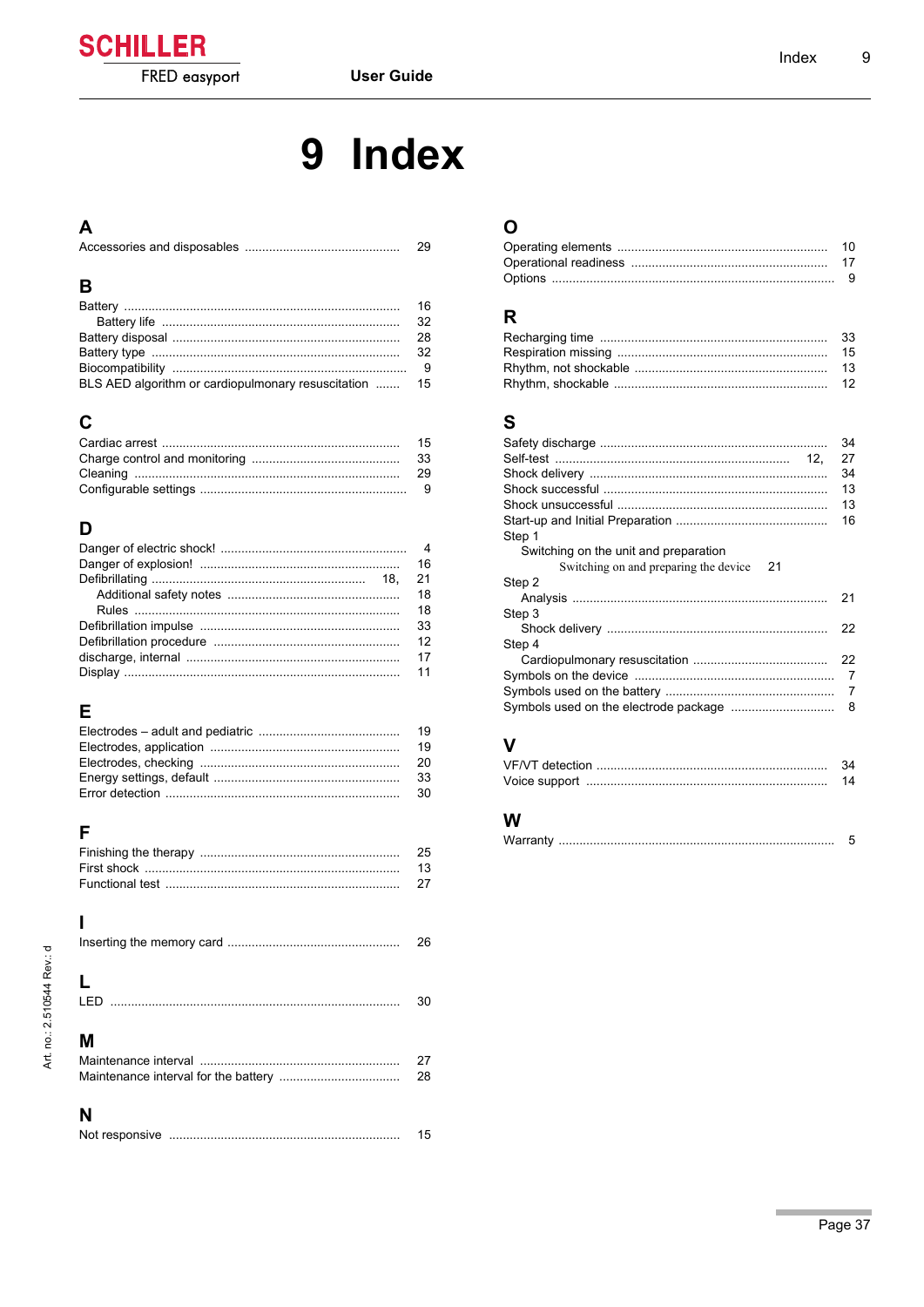# 9 Index

## A

Accessories and disposables ............ 29

## B

Battery ............ 16
  Battery life ............ 32
Battery disposal ............ 28
Battery type ............ 32
Biocompatibility ............ 9
BLS AED algorithm or cardiopulmonary resuscitation ....... 15

## C

Cardiac arrest ............ 15
Charge control and monitoring ............ 33
Cleaning ............ 29
Configurable settings ............ 9

## D

Danger of electric shock! ............ 4
Danger of explosion! ............ 16
Defibrillating ............ 18, 21
  Additional safety notes ............ 18
  Rules ............ 18
Defibrillation impulse ............ 33
Defibrillation procedure ............ 12
discharge, internal ............ 17
Display ............ 11

## E

Electrodes – adult and pediatric ............ 19
Electrodes, application ............ 19
Electrodes, checking ............ 20
Energy settings, default ............ 33
Error detection ............ 30

## F

Finishing the therapy ............ 25
First shock ............ 13
Functional test ............ 27

## I

Inserting the memory card ............ 26

## L

LED ............ 30

## M

Maintenance interval ............ 27
Maintenance interval for the battery ............ 28

## N

Not responsive ............ 15

## O

Operating elements ............ 10
Operational readiness ............ 17
Options ............ 9

## R

Recharging time ............ 33
Respiration missing ............ 15
Rhythm, not shockable ............ 13
Rhythm, shockable ............ 12

## S

Safety discharge ............ 34
Self-test ............ 12, 27
Shock delivery ............ 34
Shock successful ............ 13
Shock unsuccessful ............ 13
Start-up and Initial Preparation ............ 16
Step 1
  Switching on the unit and preparation
    Switching on and preparing the device 21
Step 2
  Analysis ............ 21
Step 3
  Shock delivery ............ 22
Step 4
  Cardiopulmonary resuscitation ............ 22
Symbols on the device ............ 7
Symbols used on the battery ............ 7
Symbols used on the electrode package ............ 8

## V

VF/VT detection ............ 34
Voice support ............ 14

## W

Warranty ............ 5